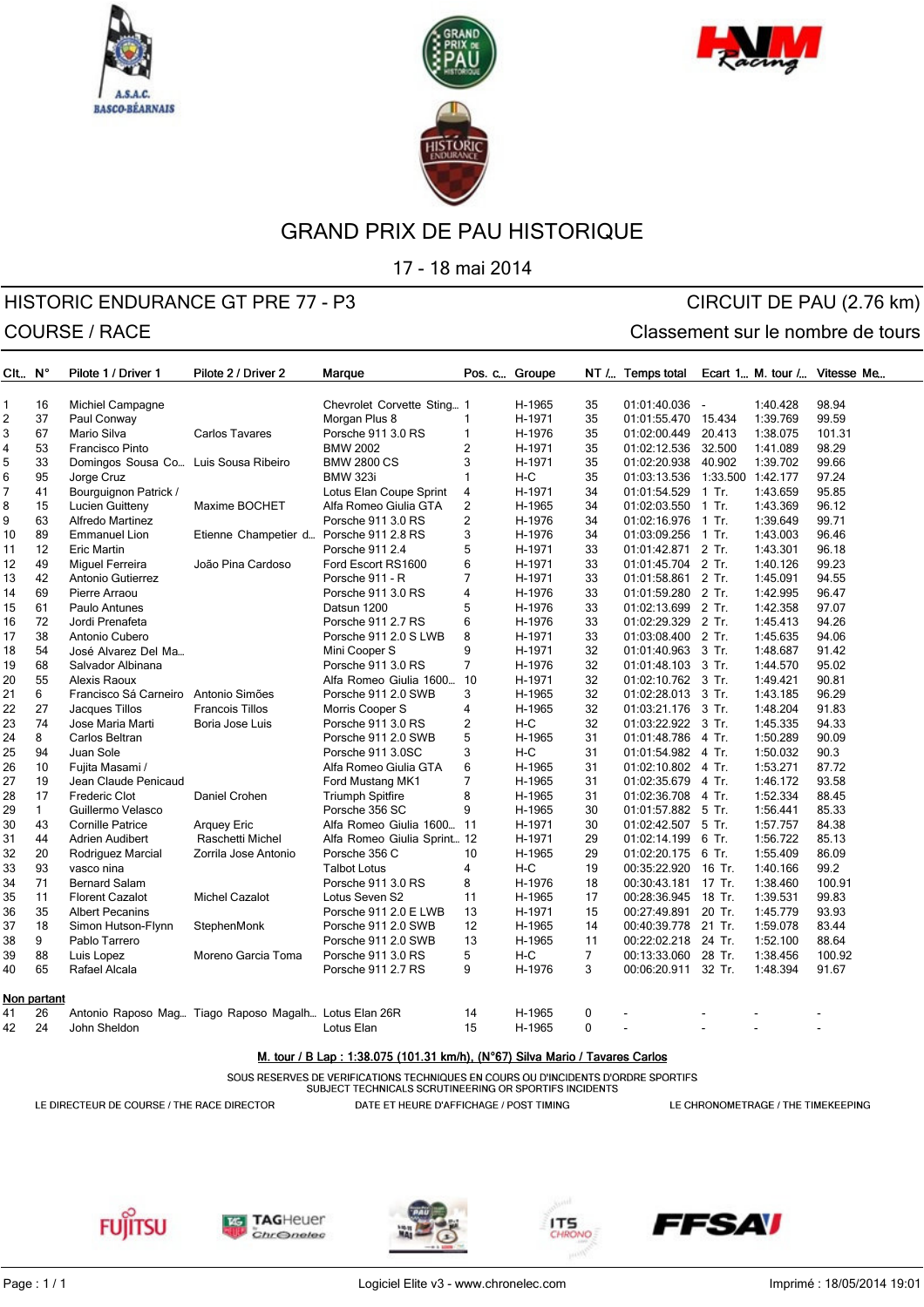# GRAND PRIX DE PAU HISTORIQUE

17 - 18 mai 2014

## HISTORIC ENDURANCE GT PRE 77 - P3

CIRCUIT DE PAU (2.76 km)

## COURSE / RACE

Classement sur le nombre de tours

| Clt.. | N° | Pilote 1 / Driver 1 | Pilote 2 / Driver 2 | Marque | Pos. c... | Groupe | NT /... | Temps total | Ecart 1... | M. tour /... | Vitesse Me... |
|---|---|---|---|---|---|---|---|---|---|---|---|
| 1 | 16 | Michiel Campagne | | Chevrolet Corvette Sting... | 1 | H-1965 | 35 | 01:01:40.036 | - | 1:40.428 | 98.94 |
| 2 | 37 | Paul Conway | | Morgan Plus 8 | 1 | H-1971 | 35 | 01:01:55.470 | 15.434 | 1:39.769 | 99.59 |
| 3 | 67 | Mario Silva | Carlos Tavares | Porsche 911 3.0 RS | 1 | H-1976 | 35 | 01:02:00.449 | 20.413 | 1:38.075 | 101.31 |
| 4 | 53 | Francisco Pinto | | BMW 2002 | 2 | H-1971 | 35 | 01:02:12.536 | 32.500 | 1:41.089 | 98.29 |
| 5 | 33 | Domingos Sousa Co... | Luis Sousa Ribeiro | BMW 2800 CS | 3 | H-1971 | 35 | 01:02:20.938 | 40.902 | 1:39.702 | 99.66 |
| 6 | 95 | Jorge Cruz | | BMW 323i | 1 | H-C | 35 | 01:03:13.536 | 1:33.500 | 1:42.177 | 97.24 |
| 7 | 41 | Bourguignon Patrick / | | Lotus Elan Coupe Sprint | 4 | H-1971 | 34 | 01:01:54.529 | 1 Tr. | 1:43.659 | 95.85 |
| 8 | 15 | Lucien Guitteny | Maxime BOCHET | Alfa Romeo Giulia GTA | 2 | H-1965 | 34 | 01:02:03.550 | 1 Tr. | 1:43.369 | 96.12 |
| 9 | 63 | Alfredo Martinez | | Porsche 911 3.0 RS | 2 | H-1976 | 34 | 01:02:16.976 | 1 Tr. | 1:39.649 | 99.71 |
| 10 | 89 | Emmanuel Lion | Etienne Champetier d... | Porsche 911 2.8 RS | 3 | H-1976 | 34 | 01:03:09.256 | 1 Tr. | 1:43.003 | 96.46 |
| 11 | 12 | Eric Martin | | Porsche 911 2.4 | 5 | H-1971 | 33 | 01:01:42.871 | 2 Tr. | 1:43.301 | 96.18 |
| 12 | 49 | Miguel Ferreira | João Pina Cardoso | Ford Escort RS1600 | 6 | H-1971 | 33 | 01:01:45.704 | 2 Tr. | 1:40.126 | 99.23 |
| 13 | 42 | Antonio Gutierrez | | Porsche 911 - R | 7 | H-1971 | 33 | 01:01:58.861 | 2 Tr. | 1:45.091 | 94.55 |
| 14 | 69 | Pierre Arraou | | Porsche 911 3.0 RS | 4 | H-1976 | 33 | 01:01:59.280 | 2 Tr. | 1:42.995 | 96.47 |
| 15 | 61 | Paulo Antunes | | Datsun 1200 | 5 | H-1976 | 33 | 01:02:13.699 | 2 Tr. | 1:42.358 | 97.07 |
| 16 | 72 | Jordi Prenafeta | | Porsche 911 2.7 RS | 6 | H-1976 | 33 | 01:02:29.329 | 2 Tr. | 1:45.413 | 94.26 |
| 17 | 38 | Antonio Cubero | | Porsche 911 2.0 S LWB | 8 | H-1971 | 33 | 01:03:08.400 | 2 Tr. | 1:45.635 | 94.06 |
| 18 | 54 | José Alvarez Del Ma... | | Mini Cooper S | 9 | H-1971 | 32 | 01:01:40.963 | 3 Tr. | 1:48.687 | 91.42 |
| 19 | 68 | Salvador Albinana | | Porsche 911 3.0 RS | 7 | H-1976 | 32 | 01:01:48.103 | 3 Tr. | 1:44.570 | 95.02 |
| 20 | 55 | Alexis Raoux | | Alfa Romeo Giulia 1600... | 10 | H-1971 | 32 | 01:02:10.762 | 3 Tr. | 1:49.421 | 90.81 |
| 21 | 6 | Francisco Sá Carneiro | Antonio Simões | Porsche 911 2.0 SWB | 3 | H-1965 | 32 | 01:02:28.013 | 3 Tr. | 1:43.185 | 96.29 |
| 22 | 27 | Jacques Tillos | Francois Tillos | Morris Cooper S | 4 | H-1965 | 32 | 01:03:21.176 | 3 Tr. | 1:48.204 | 91.83 |
| 23 | 74 | Jose Maria Marti | Boria Jose Luis | Porsche 911 3.0 RS | 2 | H-C | 32 | 01:03:22.922 | 3 Tr. | 1:45.335 | 94.33 |
| 24 | 8 | Carlos Beltran | | Porsche 911 2.0 SWB | 5 | H-1965 | 31 | 01:01:48.786 | 4 Tr. | 1:50.289 | 90.09 |
| 25 | 94 | Juan Sole | | Porsche 911 3.0SC | 3 | H-C | 31 | 01:01:54.982 | 4 Tr. | 1:50.032 | 90.3 |
| 26 | 10 | Fujita Masami / | | Alfa Romeo Giulia GTA | 6 | H-1965 | 31 | 01:02:10.802 | 4 Tr. | 1:53.271 | 87.72 |
| 27 | 19 | Jean Claude Penicaud | | Ford Mustang MK1 | 7 | H-1965 | 31 | 01:02:35.679 | 4 Tr. | 1:46.172 | 93.58 |
| 28 | 17 | Frederic Clot | Daniel Crohen | Triumph Spitfire | 8 | H-1965 | 31 | 01:02:36.708 | 4 Tr. | 1:52.334 | 88.45 |
| 29 | 1 | Guillermo Velasco | | Porsche 356 SC | 9 | H-1965 | 30 | 01:01:57.882 | 5 Tr. | 1:56.441 | 85.33 |
| 30 | 43 | Cornille Patrice | Arquey Eric | Alfa Romeo Giulia 1600... | 11 | H-1971 | 30 | 01:02:42.507 | 5 Tr. | 1:57.757 | 84.38 |
| 31 | 44 | Adrien Audibert | Raschetti Michel | Alfa Romeo Giulia Sprint... | 12 | H-1971 | 29 | 01:02:14.199 | 6 Tr. | 1:56.722 | 85.13 |
| 32 | 20 | Rodriguez Marcial | Zorrila Jose Antonio | Porsche 356 C | 10 | H-1965 | 29 | 01:02:20.175 | 6 Tr. | 1:55.409 | 86.09 |
| 33 | 93 | vasco nina | | Talbot Lotus | 4 | H-C | 19 | 00:35:22.920 | 16 Tr. | 1:40.166 | 99.2 |
| 34 | 71 | Bernard Salam | | Porsche 911 3.0 RS | 8 | H-1976 | 18 | 00:30:43.181 | 17 Tr. | 1:38.460 | 100.91 |
| 35 | 11 | Florent Cazalot | Michel Cazalot | Lotus Seven S2 | 11 | H-1965 | 17 | 00:28:36.945 | 18 Tr. | 1:39.531 | 99.83 |
| 36 | 35 | Albert Pecanins | | Porsche 911 2.0 E LWB | 13 | H-1971 | 15 | 00:27:49.891 | 20 Tr. | 1:45.779 | 93.93 |
| 37 | 18 | Simon Hutson-Flynn | StephenMonk | Porsche 911 2.0 SWB | 12 | H-1965 | 14 | 00:40:39.778 | 21 Tr. | 1:59.078 | 83.44 |
| 38 | 9 | Pablo Tarrero | | Porsche 911 2.0 SWB | 13 | H-1965 | 11 | 00:22:02.218 | 24 Tr. | 1:52.100 | 88.64 |
| 39 | 88 | Luis Lopez | Moreno Garcia Toma | Porsche 911 3.0 RS | 5 | H-C | 7 | 00:13:33.060 | 28 Tr. | 1:38.456 | 100.92 |
| 40 | 65 | Rafael Alcala | | Porsche 911 2.7 RS | 9 | H-1976 | 3 | 00:06:20.911 | 32 Tr. | 1:48.394 | 91.67 |
| **Non partant** | | | | | | | | | | | |
| 41 | 26 | Antonio Raposo Mag... | Tiago Raposo Magalh... | Lotus Elan 26R | 14 | H-1965 | 0 | - | - | - | - |
| 42 | 24 | John Sheldon | | Lotus Elan | 15 | H-1965 | 0 | - | - | - | - |

**M. tour / B Lap : 1:38.075 (101.31 km/h), (N°67) Silva Mario / Tavares Carlos**

SOUS RESERVES DE VERIFICATIONS TECHNIQUES EN COURS OU D'INCIDENTS D'ORDRE SPORTIFS
SUBJECT TECHNICALS SCRUTINEERING OR SPORTIFS INCIDENTS

LE DIRECTEUR DE COURSE / THE RACE DIRECTOR — DATE ET HEURE D'AFFICHAGE / POST TIMING — LE CHRONOMETRAGE / THE TIMEKEEPING

Logiciel Elite v3 - www.chronelec.com — Imprimé : 18/05/2014 19:01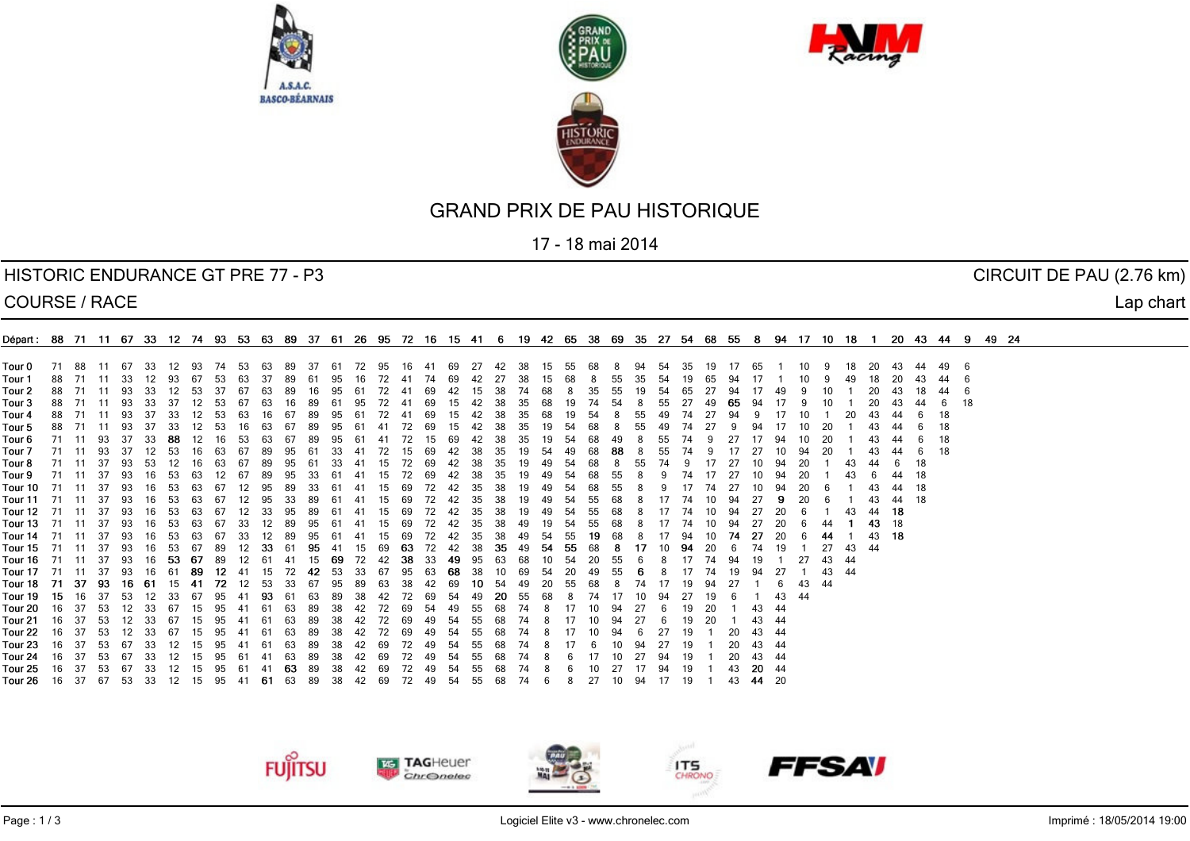# GRAND PRIX DE PAU HISTORIQUE

17 - 18 mai 2014

HISTORIC ENDURANCE GT PRE 77 - P3 | CIRCUIT DE PAU (2.76 km)

COURSE / RACE | Lap chart

| Départ : | 88 | 71 | 11 | 67 | 33 | 12 | 74 | 93 | 53 | 63 | 89 | 37 | 61 | 26 | 95 | 72 | 16 | 15 | 41 | 6 | 19 | 42 | 65 | 38 | 69 | 35 | 27 | 54 | 68 | 55 | 8 | 94 | 17 | 10 | 18 | 1 | 20 | 43 | 44 | 9 | 49 | 24 |
|---|---|---|---|---|---|---|---|---|---|---|---|---|---|---|---|---|---|---|---|---|---|---|---|---|---|---|---|---|---|---|---|---|---|---|---|---|---|---|---|---|---|---|
| Tour 0 | 71 | 88 | 11 | 67 | 33 | 12 | 93 | 74 | 53 | 63 | 89 | 37 | 61 | 72 | 95 | 16 | 41 | 69 | 27 | 42 | 38 | 15 | 55 | 68 | 8 | 94 | 54 | 35 | 19 | 17 | 65 | 1 | 10 | 9 | 18 | 20 | 43 | 44 | 49 | 6 | | |
| Tour 1 | 88 | 71 | 11 | 33 | 12 | 93 | 67 | 53 | 63 | 37 | 89 | 61 | 95 | 16 | 72 | 41 | 74 | 69 | 42 | 27 | 38 | 15 | 68 | 8 | 55 | 35 | 54 | 19 | 65 | 94 | 17 | 1 | 10 | 9 | 49 | 18 | 20 | 43 | 44 | 6 | | |
| Tour 2 | 88 | 71 | 11 | 93 | 33 | 12 | 53 | 37 | 67 | 63 | 89 | 16 | 95 | 61 | 72 | 41 | 69 | 42 | 15 | 38 | 74 | 68 | 8 | 35 | 55 | 19 | 54 | 65 | 27 | 94 | 17 | 49 | 9 | 10 | 1 | 20 | 43 | 18 | 44 | 6 | | |
| Tour 3 | 88 | 71 | 11 | 93 | 33 | 37 | 12 | 53 | 67 | 63 | 16 | 89 | 61 | 95 | 72 | 41 | 69 | 15 | 42 | 38 | 35 | 68 | 19 | 74 | 54 | 8 | 55 | 27 | 49 | **65** | 94 | 17 | 9 | 10 | 1 | 20 | 43 | 44 | 6 | 18 | | |
| Tour 4 | 88 | 71 | 11 | 93 | 37 | 33 | 12 | 53 | 63 | 16 | 67 | 89 | 95 | 61 | 72 | 41 | 69 | 15 | 42 | 38 | 35 | 68 | 19 | 54 | 8 | 55 | 49 | 74 | 27 | 94 | 9 | 17 | 10 | 1 | 20 | 43 | 44 | 6 | 18 | | | |
| Tour 5 | 88 | 71 | 11 | 93 | 37 | 33 | 12 | 53 | 16 | 63 | 67 | 89 | 95 | 61 | 41 | 72 | 69 | 15 | 42 | 38 | 35 | 19 | 54 | 68 | 8 | 55 | 49 | 74 | 27 | 9 | 94 | 17 | 10 | 20 | 1 | 43 | 44 | 6 | 18 | | | |
| Tour 6 | 71 | 11 | 93 | 37 | 33 | **88** | 12 | 16 | 53 | 63 | 67 | 89 | 95 | 61 | 41 | 72 | 15 | 69 | 42 | 38 | 35 | 19 | 54 | 68 | 49 | 8 | 55 | 74 | 9 | 27 | 17 | 94 | 10 | 20 | 1 | 43 | 44 | 6 | 18 | | | |
| Tour 7 | 71 | 11 | 93 | 37 | 12 | 53 | 16 | 63 | 67 | 89 | 95 | 61 | 33 | 41 | 72 | 15 | 69 | 42 | 38 | 35 | 19 | 54 | 49 | 68 | **88** | 8 | 55 | 74 | 9 | 17 | 27 | 10 | 94 | 20 | 1 | 43 | 44 | 6 | 18 | | | |
| Tour 8 | 71 | 11 | 37 | 93 | 53 | 12 | 16 | 63 | 67 | 89 | 95 | 61 | 33 | 41 | 15 | 72 | 69 | 42 | 38 | 35 | 19 | 49 | 54 | 68 | 8 | 55 | 74 | 9 | 17 | 27 | 10 | 94 | 20 | 1 | 43 | 44 | 6 | 18 | | | | |
| Tour 9 | 71 | 11 | 37 | 93 | 16 | 53 | 63 | 12 | 67 | 89 | 95 | 33 | 61 | 41 | 15 | 72 | 69 | 42 | 38 | 35 | 19 | 49 | 54 | 68 | 55 | 8 | 9 | 74 | 17 | 27 | 10 | 94 | 20 | 1 | 43 | 6 | 44 | 18 | | | | |
| Tour 10 | 71 | 11 | 37 | 93 | 16 | 53 | 63 | 67 | 12 | 95 | 89 | 33 | 61 | 41 | 15 | 69 | 72 | 42 | 35 | 38 | 19 | 49 | 54 | 68 | 55 | 8 | 9 | 17 | 74 | 27 | 10 | 94 | 20 | 6 | 1 | 43 | 44 | 18 | | | | |
| Tour 11 | 71 | 11 | 37 | 93 | 16 | 53 | 63 | 67 | 12 | 95 | 33 | 89 | 61 | 41 | 15 | 69 | 72 | 42 | 35 | 38 | 19 | 49 | 54 | 55 | 68 | 8 | 17 | 74 | 10 | 94 | 27 | **9** | 20 | 6 | 1 | 43 | 44 | 18 | | | | |
| Tour 12 | 71 | 11 | 37 | 93 | 16 | 53 | 63 | 67 | 12 | 33 | 95 | 89 | 61 | 41 | 15 | 69 | 72 | 42 | 35 | 38 | 19 | 49 | 54 | 55 | 68 | 8 | 17 | 74 | 10 | 94 | 27 | 20 | 6 | 1 | 43 | 44 | **18** | | | | | |
| Tour 13 | 71 | 11 | 37 | 93 | 16 | 53 | 63 | 67 | 33 | 12 | 89 | 95 | 61 | 41 | 15 | 69 | 72 | 42 | 35 | 38 | 49 | 19 | 54 | 55 | 68 | 8 | 17 | 74 | 10 | 94 | 27 | 20 | 6 | 44 | **1** | **43** | 18 | | | | | |
| Tour 14 | 71 | 11 | 37 | 93 | 16 | 53 | 63 | 67 | 33 | 12 | 89 | 95 | 61 | 41 | 15 | 69 | 72 | 42 | 35 | 38 | 49 | 54 | 55 | **19** | 68 | 8 | 17 | 94 | 10 | **74** | **27** | 20 | 6 | **44** | 1 | 43 | **18** | | | | | |
| Tour 15 | 71 | 11 | 37 | 93 | 16 | 53 | 67 | 89 | 12 | **33** | 61 | **95** | 41 | 15 | 69 | **63** | 72 | 42 | 38 | **35** | 49 | **54** | **55** | 68 | **8** | **17** | 10 | **94** | 20 | 6 | 74 | 19 | 1 | 27 | 43 | 44 | | | | | | |
| Tour 16 | 71 | 11 | 37 | 93 | 16 | **53** | **67** | 89 | 12 | 61 | 41 | 15 | **69** | 72 | 42 | **38** | 33 | **49** | 95 | 63 | 68 | 10 | 54 | 20 | 55 | 6 | 8 | 17 | 74 | 94 | 19 | 1 | 27 | 43 | 44 | | | | | | | |
| Tour 17 | 71 | 11 | 37 | 93 | 16 | 61 | **89** | **12** | 41 | 15 | 72 | **42** | 53 | 33 | 67 | 95 | 63 | **68** | 38 | 10 | 69 | 54 | 20 | 49 | 55 | **6** | 8 | 17 | 74 | 19 | 94 | 27 | 1 | 43 | 44 | | | | | | | |
| Tour 18 | **71** | **37** | **93** | **16** | **61** | 15 | **41** | **72** | 12 | 53 | 33 | 67 | 95 | 89 | 63 | 38 | 42 | 69 | **10** | 54 | 49 | 20 | 55 | 68 | 8 | 74 | 17 | 19 | 94 | 27 | 1 | 6 | 43 | 44 | | | | | | | | |
| Tour 19 | **15** | 16 | 37 | 53 | 12 | 33 | 67 | 95 | 41 | **93** | 61 | 63 | 89 | 38 | 42 | 72 | 69 | 54 | 49 | **20** | 55 | 68 | 8 | 74 | 17 | 10 | 94 | 27 | 19 | 6 | 1 | 43 | 44 | | | | | | | | | |
| Tour 20 | 16 | 37 | 53 | 12 | 33 | 67 | 15 | 95 | 41 | 61 | 63 | 89 | 38 | 42 | 72 | 69 | 54 | 49 | 55 | 68 | 74 | 8 | 17 | 10 | 94 | 27 | 6 | 19 | 20 | 1 | 43 | 44 | | | | | | | | | | |
| Tour 21 | 16 | 37 | 53 | 12 | 33 | 67 | 15 | 95 | 41 | 61 | 63 | 89 | 38 | 42 | 72 | 69 | 49 | 54 | 55 | 68 | 74 | 8 | 17 | 10 | 94 | 27 | 6 | 19 | 20 | 1 | 43 | 44 | | | | | | | | | | |
| Tour 22 | 16 | 37 | 53 | 12 | 33 | 67 | 15 | 95 | 41 | 61 | 63 | 89 | 38 | 42 | 72 | 69 | 49 | 54 | 55 | 68 | 74 | 8 | 17 | 10 | 94 | 6 | 27 | 19 | 1 | 20 | 43 | 44 | | | | | | | | | | |
| Tour 23 | 16 | 37 | 53 | 67 | 33 | 12 | 15 | 95 | 41 | 61 | 63 | 89 | 38 | 42 | 69 | 72 | 49 | 54 | 55 | 68 | 74 | 8 | 17 | 6 | 10 | 94 | 27 | 19 | 1 | 20 | 43 | 44 | | | | | | | | | | |
| Tour 24 | 16 | 37 | 53 | 67 | 33 | 12 | 15 | 95 | 61 | 41 | 63 | 89 | 38 | 42 | 69 | 72 | 49 | 54 | 55 | 68 | 74 | 8 | 6 | 17 | 10 | 27 | 94 | 19 | 1 | 20 | 43 | 44 | | | | | | | | | | |
| Tour 25 | 16 | 37 | 53 | 67 | 33 | 12 | 15 | 95 | 61 | 41 | **63** | 89 | 38 | 42 | 69 | 72 | 49 | 54 | 55 | 68 | 74 | 8 | 6 | 10 | 27 | 17 | 94 | 19 | 1 | 43 | **20** | 44 | | | | | | | | | | |
| Tour 26 | 16 | 37 | 67 | 53 | 33 | 12 | 15 | 95 | 41 | **61** | 63 | 89 | 38 | 42 | 69 | 72 | 49 | 54 | 55 | 68 | 74 | 6 | 8 | 27 | 10 | 94 | 17 | 19 | 1 | 43 | **44** | 20 | | | | | | | | | | |

Page : 1 / 3 | Logiciel Elite v3 - www.chronelec.com | Imprimé : 18/05/2014 19:00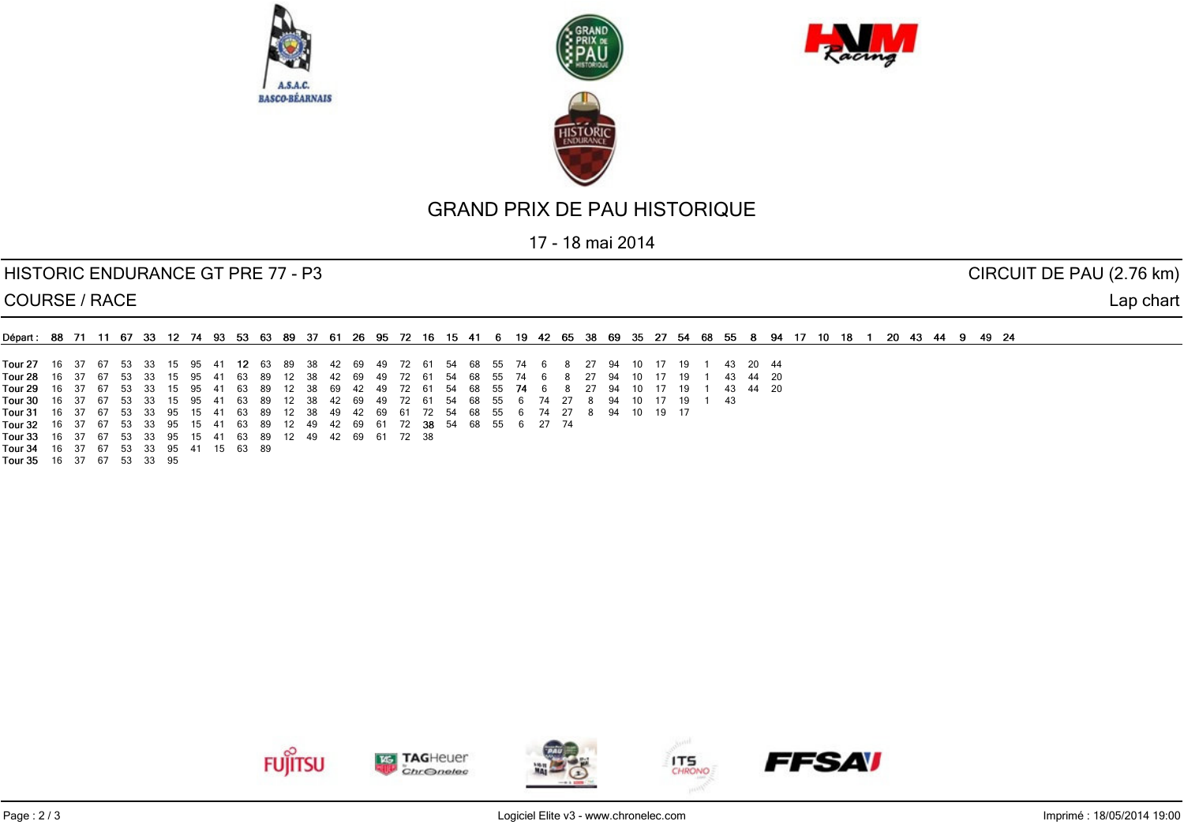# GRAND PRIX DE PAU HISTORIQUE

17 - 18 mai 2014

## HISTORIC ENDURANCE GT PRE 77 - P3

CIRCUIT DE PAU (2.76 km)

COURSE / RACE

Lap chart

Départ : 88 71 11 67 33 12 74 93 53 63 89 37 61 26 95 72 16 15 41 6 19 42 65 38 69 35 27 54 68 55 8 94 17 10 18 1 20 43 44 9 49 24

| | | | | | | | | | | | | | | | | | | | | | | | | | | | | | | | |
|---|---|---|---|---|---|---|---|---|---|---|---|---|---|---|---|---|---|---|---|---|---|---|---|---|---|---|---|---|---|---|---|
| Tour 27 | 16 | 37 | 67 | 53 | 33 | 15 | 95 | 41 | 12 | 63 | 89 | 38 | 42 | 69 | 49 | 72 | 61 | 54 | 68 | 55 | 74 | 6 | 8 | 27 | 94 | 10 | 17 | 19 | 1 | 43 | 20 | 44 |
| Tour 28 | 16 | 37 | 67 | 53 | 33 | 15 | 95 | 41 | 63 | 89 | 12 | 38 | 42 | 69 | 49 | 72 | 61 | 54 | 68 | 55 | 74 | 6 | 8 | 27 | 94 | 10 | 17 | 19 | 1 | 43 | 44 | 20 |
| Tour 29 | 16 | 37 | 67 | 53 | 33 | 15 | 95 | 41 | 63 | 89 | 12 | 38 | 69 | 42 | 49 | 72 | 61 | 54 | 68 | 55 | 74 | 6 | 8 | 27 | 94 | 10 | 17 | 19 | 1 | 43 | 44 | 20 |
| Tour 30 | 16 | 37 | 67 | 53 | 33 | 15 | 95 | 41 | 63 | 89 | 12 | 38 | 42 | 69 | 49 | 72 | 61 | 54 | 68 | 55 | 6 | 74 | 27 | 8 | 94 | 10 | 17 | 19 | 1 | 43 | | |
| Tour 31 | 16 | 37 | 67 | 53 | 33 | 95 | 15 | 41 | 63 | 89 | 12 | 38 | 49 | 42 | 69 | 61 | 72 | 54 | 68 | 55 | 6 | 74 | 27 | 8 | 94 | 10 | 19 | 17 | | | | |
| Tour 32 | 16 | 37 | 67 | 53 | 33 | 95 | 15 | 41 | 63 | 89 | 12 | 49 | 42 | 69 | 61 | 72 | 38 | 54 | 68 | 55 | 6 | 27 | 74 | | | | | | | | | |
| Tour 33 | 16 | 37 | 67 | 53 | 33 | 95 | 15 | 41 | 63 | 89 | 12 | 49 | 42 | 69 | 61 | 72 | 38 | | | | | | | | | | | | | | | |
| Tour 34 | 16 | 37 | 67 | 53 | 33 | 95 | 41 | 15 | 63 | 89 | | | | | | | | | | | | | | | | | | | | | | |
| Tour 35 | 16 | 37 | 67 | 53 | 33 | 95 | | | | | | | | | | | | | | | | | | | | | | | | | | |

Logiciel Elite v3 - www.chronelec.com

Imprimé : 18/05/2014 19:00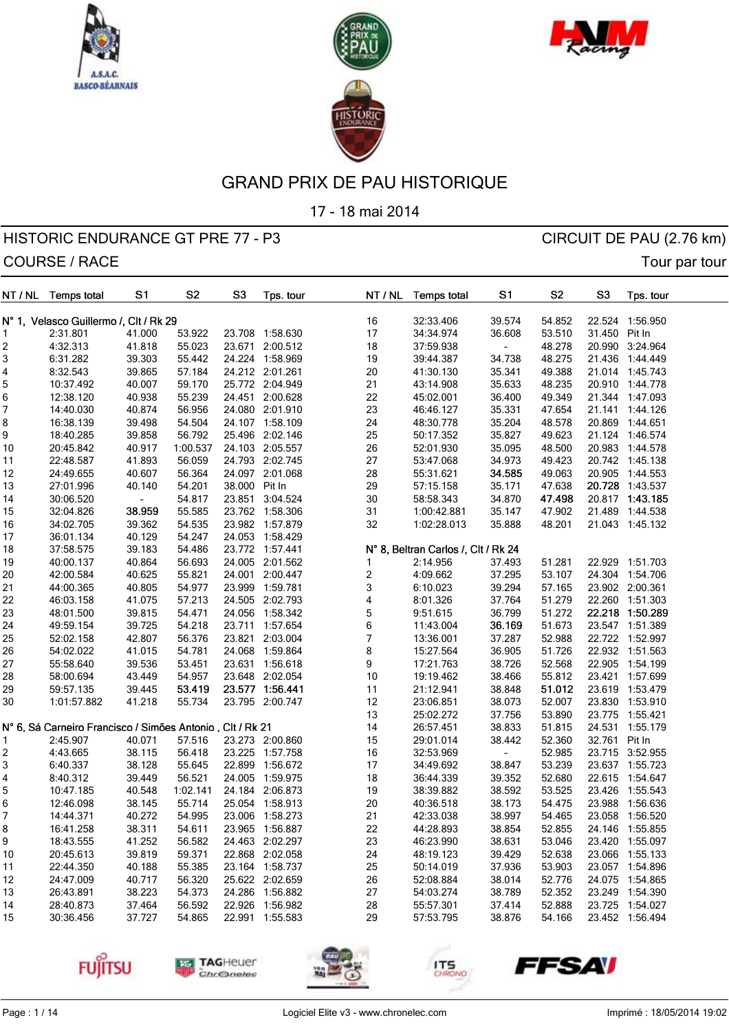# GRAND PRIX DE PAU HISTORIQUE

17 - 18 mai 2014

## HISTORIC ENDURANCE GT PRE 77 - P3

CIRCUIT DE PAU (2.76 km)

COURSE / RACE

Tour par tour

### N° 1, Velasco Guillermo /, Clt / Rk 29

| NT / NL | Temps total | S1 | S2 | S3 | Tps. tour |
|---|---|---|---|---|---|
| 1 | 2:31.801 | 41.000 | 53.922 | 23.708 | 1:58.630 |
| 2 | 4:32.313 | 41.818 | 55.023 | 23.671 | 2:00.512 |
| 3 | 6:31.282 | 39.303 | 55.442 | 24.224 | 1:58.969 |
| 4 | 8:32.543 | 39.865 | 57.184 | 24.212 | 2:01.261 |
| 5 | 10:37.492 | 40.007 | 59.170 | 25.772 | 2:04.949 |
| 6 | 12:38.120 | 40.938 | 55.239 | 24.451 | 2:00.628 |
| 7 | 14:40.030 | 40.874 | 56.956 | 24.080 | 2:01.910 |
| 8 | 16:38.139 | 39.498 | 54.504 | 24.107 | 1:58.109 |
| 9 | 18:40.285 | 39.858 | 56.792 | 25.496 | 2:02.146 |
| 10 | 20:45.842 | 40.917 | 1:00.537 | 24.103 | 2:05.557 |
| 11 | 22:48.587 | 41.893 | 56.059 | 24.793 | 2:02.745 |
| 12 | 24:49.655 | 40.607 | 56.364 | 24.097 | 2:01.068 |
| 13 | 27:01.996 | 40.140 | 54.201 | 38.000 | Pit In |
| 14 | 30:06.520 | - | 54.817 | 23.851 | 3:04.524 |
| 15 | 32:04.826 | **38.959** | 55.585 | 23.762 | 1:58.306 |
| 16 | 34:02.705 | 39.362 | 54.535 | 23.982 | 1:57.879 |
| 17 | 36:01.134 | 40.129 | 54.247 | 24.053 | 1:58.429 |
| 18 | 37:58.575 | 39.183 | 54.486 | 23.772 | 1:57.441 |
| 19 | 40:00.137 | 40.864 | 56.693 | 24.005 | 2:01.562 |
| 20 | 42:00.584 | 40.625 | 55.821 | 24.001 | 2:00.447 |
| 21 | 44:00.365 | 40.805 | 54.977 | 23.999 | 1:59.781 |
| 22 | 46:03.158 | 41.075 | 57.213 | 24.505 | 2:02.793 |
| 23 | 48:01.500 | 39.815 | 54.471 | 24.056 | 1:58.342 |
| 24 | 49:59.154 | 39.725 | 54.218 | 23.711 | 1:57.654 |
| 25 | 52:02.158 | 42.807 | 56.376 | 23.821 | 2:03.004 |
| 26 | 54:02.022 | 41.015 | 54.781 | 24.068 | 1:59.864 |
| 27 | 55:58.640 | 39.536 | 53.451 | 23.631 | 1:56.618 |
| 28 | 58:00.694 | 43.449 | 54.957 | 23.648 | 2:02.054 |
| 29 | 59:57.135 | 39.445 | **53.419** | **23.577** | **1:56.441** |
| 30 | 1:01:57.882 | 41.218 | 55.734 | 23.795 | 2:00.747 |

### N° 6, Sá Carneiro Francisco / Simões Antonio , Clt / Rk 21

| NT / NL | Temps total | S1 | S2 | S3 | Tps. tour |
|---|---|---|---|---|---|
| 1 | 2:45.907 | 40.071 | 57.516 | 23.273 | 2:00.860 |
| 2 | 4:43.665 | 38.115 | 56.418 | 23.225 | 1:57.758 |
| 3 | 6:40.337 | 38.128 | 55.645 | 22.899 | 1:56.672 |
| 4 | 8:40.312 | 39.449 | 56.521 | 24.005 | 1:59.975 |
| 5 | 10:47.185 | 40.548 | 1:02.141 | 24.184 | 2:06.873 |
| 6 | 12:46.098 | 38.145 | 55.714 | 25.054 | 1:58.913 |
| 7 | 14:44.371 | 40.272 | 54.995 | 23.006 | 1:58.273 |
| 8 | 16:41.258 | 38.311 | 54.611 | 23.965 | 1:56.887 |
| 9 | 18:43.555 | 41.252 | 56.582 | 24.463 | 2:02.297 |
| 10 | 20:45.613 | 39.819 | 59.371 | 22.868 | 2:02.058 |
| 11 | 22:44.350 | 40.188 | 55.385 | 23.164 | 1:58.737 |
| 12 | 24:47.009 | 40.717 | 56.320 | 25.622 | 2:02.659 |
| 13 | 26:43.891 | 38.223 | 54.373 | 24.286 | 1:56.882 |
| 14 | 28:40.873 | 37.464 | 56.592 | 22.926 | 1:56.982 |
| 15 | 30:36.456 | 37.727 | 54.865 | 22.991 | 1:55.583 |
| 16 | 32:33.406 | 39.574 | 54.852 | 22.524 | 1:56.950 |
| 17 | 34:34.974 | 36.608 | 53.510 | 31.450 | Pit In |
| 18 | 37:59.938 | - | 48.278 | 20.990 | 3:24.964 |
| 19 | 39:44.387 | 34.738 | 48.275 | 21.436 | 1:44.449 |
| 20 | 41:30.130 | 35.341 | 48.388 | 21.014 | 1:45.743 |
| 21 | 43:14.908 | 35.633 | 48.235 | 20.910 | 1:44.778 |
| 22 | 45:02.001 | 36.400 | 49.349 | 21.344 | 1:47.093 |
| 23 | 46:46.127 | 35.331 | 47.654 | 21.141 | 1:44.126 |
| 24 | 48:30.778 | 35.204 | 48.578 | 20.869 | 1:44.651 |
| 25 | 50:17.352 | 35.827 | 49.623 | 21.124 | 1:46.574 |
| 26 | 52:01.930 | 35.095 | 48.500 | 20.983 | 1:44.578 |
| 27 | 53:47.068 | 34.973 | 49.423 | 20.742 | 1:45.138 |
| 28 | 55:31.621 | **34.585** | 49.063 | 20.905 | 1:44.553 |
| 29 | 57:15.158 | 35.171 | 47.638 | **20.728** | 1:43.537 |
| 30 | 58:58.343 | 34.870 | **47.498** | 20.817 | **1:43.185** |
| 31 | 1:00:42.881 | 35.147 | 47.902 | 21.489 | 1:44.538 |
| 32 | 1:02:28.013 | 35.888 | 48.201 | 21.043 | 1:45.132 |

### N° 8, Beltran Carlos /, Clt / Rk 24

| NT / NL | Temps total | S1 | S2 | S3 | Tps. tour |
|---|---|---|---|---|---|
| 1 | 2:14.956 | 37.493 | 51.281 | 22.929 | 1:51.703 |
| 2 | 4:09.662 | 37.295 | 53.107 | 24.304 | 1:54.706 |
| 3 | 6:10.023 | 39.294 | 57.165 | 23.902 | 2:00.361 |
| 4 | 8:01.326 | 37.764 | 51.279 | 22.260 | 1:51.303 |
| 5 | 9:51.615 | 36.799 | 51.272 | **22.218** | **1:50.289** |
| 6 | 11:43.004 | **36.169** | 51.673 | 23.547 | 1:51.389 |
| 7 | 13:36.001 | 37.287 | 52.988 | 22.722 | 1:52.997 |
| 8 | 15:27.564 | 36.905 | 51.726 | 22.932 | 1:51.563 |
| 9 | 17:21.763 | 38.726 | 52.568 | 22.905 | 1:54.199 |
| 10 | 19:19.462 | 38.466 | 55.812 | 23.421 | 1:57.699 |
| 11 | 21:12.941 | 38.848 | **51.012** | 23.619 | 1:53.479 |
| 12 | 23:06.851 | 38.073 | 52.007 | 23.830 | 1:53.910 |
| 13 | 25:02.272 | 37.756 | 53.890 | 23.775 | 1:55.421 |
| 14 | 26:57.451 | 38.833 | 51.815 | 24.531 | 1:55.179 |
| 15 | 29:01.014 | 38.442 | 52.360 | 32.761 | Pit In |
| 16 | 32:53.969 | - | 52.985 | 23.715 | 3:52.955 |
| 17 | 34:49.692 | 38.847 | 53.239 | 23.637 | 1:55.723 |
| 18 | 36:44.339 | 39.352 | 52.680 | 22.615 | 1:54.647 |
| 19 | 38:39.882 | 38.592 | 53.525 | 23.426 | 1:55.543 |
| 20 | 40:36.518 | 38.173 | 54.475 | 23.988 | 1:56.636 |
| 21 | 42:33.038 | 38.997 | 54.465 | 23.058 | 1:56.520 |
| 22 | 44:28.893 | 38.854 | 52.855 | 24.146 | 1:55.855 |
| 23 | 46:23.990 | 38.631 | 53.046 | 23.420 | 1:55.097 |
| 24 | 48:19.123 | 39.429 | 52.638 | 23.066 | 1:55.133 |
| 25 | 50:14.019 | 37.936 | 53.903 | 23.057 | 1:54.896 |
| 26 | 52:08.884 | 38.014 | 52.776 | 24.075 | 1:54.865 |
| 27 | 54:03.274 | 38.789 | 52.352 | 23.249 | 1:54.390 |
| 28 | 55:57.301 | 37.414 | 52.888 | 23.725 | 1:54.027 |
| 29 | 57:53.795 | 38.876 | 54.166 | 23.452 | 1:56.494 |

Logiciel Elite v3 - www.chronelec.com

Imprimé : 18/05/2014 19:02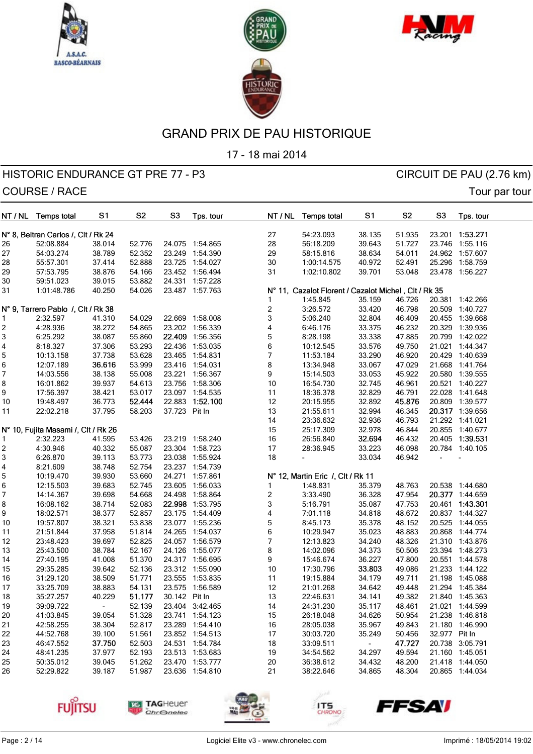# GRAND PRIX DE PAU HISTORIQUE

17 - 18 mai 2014

## HISTORIC ENDURANCE GT PRE 77 - P3

CIRCUIT DE PAU (2.76 km)

COURSE / RACE

Tour par tour

| NT / NL | Temps total | S1 | S2 | S3 | Tps. tour |
|---|---|---|---|---|---|
| **N° 8, Beltran Carlos /, Clt / Rk 24** | | | | | |
| 26 | 52:08.884 | 38.014 | 52.776 | 24.075 | 1:54.865 |
| 27 | 54:03.274 | 38.789 | 52.352 | 23.249 | 1:54.390 |
| 28 | 55:57.301 | 37.414 | 52.888 | 23.725 | 1:54.027 |
| 29 | 57:53.795 | 38.876 | 54.166 | 23.452 | 1:56.494 |
| 30 | 59:51.023 | 39.015 | 53.882 | 24.331 | 1:57.228 |
| 31 | 1:01:48.786 | 40.250 | 54.026 | 23.487 | 1:57.763 |
| **N° 9, Tarrero Pablo /, Clt / Rk 38** | | | | | |
| 1 | 2:32.597 | 41.310 | 54.029 | 22.669 | 1:58.008 |
| 2 | 4:28.936 | 38.272 | 54.865 | 23.202 | 1:56.339 |
| 3 | 6:25.292 | 38.087 | 55.860 | **22.409** | 1:56.356 |
| 4 | 8:18.327 | 37.306 | 53.293 | 22.436 | 1:53.035 |
| 5 | 10:13.158 | 37.738 | 53.628 | 23.465 | 1:54.831 |
| 6 | 12:07.189 | **36.616** | 53.999 | 23.416 | 1:54.031 |
| 7 | 14:03.556 | 38.138 | 55.008 | 23.221 | 1:56.367 |
| 8 | 16:01.862 | 39.937 | 54.613 | 23.756 | 1:58.306 |
| 9 | 17:56.397 | 38.421 | 53.017 | 23.097 | 1:54.535 |
| 10 | 19:48.497 | 36.773 | **52.444** | 22.883 | **1:52.100** |
| 11 | 22:02.218 | 37.795 | 58.203 | 37.723 | Pit In |
| **N° 10, Fujita Masami /, Clt / Rk 26** | | | | | |
| 1 | 2:32.223 | 41.595 | 53.426 | 23.219 | 1:58.240 |
| 2 | 4:30.946 | 40.332 | 55.087 | 23.304 | 1:58.723 |
| 3 | 6:26.870 | 39.113 | 53.773 | 23.038 | 1:55.924 |
| 4 | 8:21.609 | 38.748 | 52.754 | 23.237 | 1:54.739 |
| 5 | 10:19.470 | 39.930 | 53.660 | 24.271 | 1:57.861 |
| 6 | 12:15.503 | 39.683 | 52.745 | 23.605 | 1:56.033 |
| 7 | 14:14.367 | 39.698 | 54.668 | 24.498 | 1:58.864 |
| 8 | 16:08.162 | 38.714 | 52.083 | **22.998** | 1:53.795 |
| 9 | 18:02.571 | 38.377 | 52.857 | 23.175 | 1:54.409 |
| 10 | 19:57.807 | 38.321 | 53.838 | 23.077 | 1:55.236 |
| 11 | 21:51.844 | 37.958 | 51.814 | 24.265 | 1:54.037 |
| 12 | 23:48.423 | 39.697 | 52.825 | 24.057 | 1:56.579 |
| 13 | 25:43.500 | 38.784 | 52.167 | 24.126 | 1:55.077 |
| 14 | 27:40.195 | 41.008 | 51.370 | 24.317 | 1:56.695 |
| 15 | 29:35.285 | 39.642 | 52.136 | 23.312 | 1:55.090 |
| 16 | 31:29.120 | 38.509 | 51.771 | 23.555 | 1:53.835 |
| 17 | 33:25.709 | 38.883 | 54.131 | 23.575 | 1:56.589 |
| 18 | 35:27.257 | 40.229 | **51.177** | 30.142 | Pit In |
| 19 | 39:09.722 | - | 52.139 | 23.404 | 3:42.465 |
| 20 | 41:03.845 | 39.054 | 51.328 | 23.741 | 1:54.123 |
| 21 | 42:58.255 | 38.304 | 52.817 | 23.289 | 1:54.410 |
| 22 | 44:52.768 | 39.100 | 51.561 | 23.852 | 1:54.513 |
| 23 | 46:47.552 | **37.750** | 52.503 | 24.531 | 1:54.784 |
| 24 | 48:41.235 | 37.977 | 52.193 | 23.513 | 1:53.683 |
| 25 | 50:35.012 | 39.045 | 51.262 | 23.470 | 1:53.777 |
| 26 | 52:29.822 | 39.187 | 51.987 | 23.636 | 1:54.810 |
| 27 | 54:23.093 | 38.135 | 51.935 | 23.201 | **1:53.271** |
| 28 | 56:18.209 | 39.643 | 51.727 | 23.746 | 1:55.116 |
| 29 | 58:15.816 | 38.634 | 54.011 | 24.962 | 1:57.607 |
| 30 | 1:00:14.575 | 40.972 | 52.491 | 25.296 | 1:58.759 |
| 31 | 1:02:10.802 | 39.701 | 53.048 | 23.478 | 1:56.227 |
| **N° 11, Cazalot Florent / Cazalot Michel , Clt / Rk 35** | | | | | |
| 1 | 1:45.845 | 35.159 | 46.726 | 20.381 | 1:42.266 |
| 2 | 3:26.572 | 33.420 | 46.798 | 20.509 | 1:40.727 |
| 3 | 5:06.240 | 32.804 | 46.409 | 20.455 | 1:39.668 |
| 4 | 6:46.176 | 33.375 | 46.232 | 20.329 | 1:39.936 |
| 5 | 8:28.198 | 33.338 | 47.885 | 20.799 | 1:42.022 |
| 6 | 10:12.545 | 33.576 | 49.750 | 21.021 | 1:44.347 |
| 7 | 11:53.184 | 33.290 | 46.920 | 20.429 | 1:40.639 |
| 8 | 13:34.948 | 33.067 | 47.029 | 21.668 | 1:41.764 |
| 9 | 15:14.503 | 33.053 | 45.922 | 20.580 | 1:39.555 |
| 10 | 16:54.730 | 32.745 | 46.961 | 20.521 | 1:40.227 |
| 11 | 18:36.378 | 32.829 | 46.791 | 22.028 | 1:41.648 |
| 12 | 20:15.955 | 32.892 | **45.876** | 20.809 | 1:39.577 |
| 13 | 21:55.611 | 32.994 | 46.345 | **20.317** | 1:39.656 |
| 14 | 23:36.632 | 32.936 | 46.793 | 21.292 | 1:41.021 |
| 15 | 25:17.309 | 32.978 | 46.844 | 20.855 | 1:40.677 |
| 16 | 26:56.840 | **32.694** | 46.432 | 20.405 | **1:39.531** |
| 17 | 28:36.945 | 33.223 | 46.098 | 20.784 | 1:40.105 |
| 18 | - | 33.034 | 46.942 | - | - |
| **N° 12, Martin Eric /, Clt / Rk 11** | | | | | |
| 1 | 1:48.831 | 35.379 | 48.763 | 20.538 | 1:44.680 |
| 2 | 3:33.490 | 36.328 | 47.954 | **20.377** | 1:44.659 |
| 3 | 5:16.791 | 35.087 | 47.753 | 20.461 | **1:43.301** |
| 4 | 7:01.118 | 34.818 | 48.672 | 20.837 | 1:44.327 |
| 5 | 8:45.173 | 35.378 | 48.152 | 20.525 | 1:44.055 |
| 6 | 10:29.947 | 35.023 | 48.883 | 20.868 | 1:44.774 |
| 7 | 12:13.823 | 34.240 | 48.326 | 21.310 | 1:43.876 |
| 8 | 14:02.096 | 34.373 | 50.506 | 23.394 | 1:48.273 |
| 9 | 15:46.674 | 36.227 | 47.800 | 20.551 | 1:44.578 |
| 10 | 17:30.796 | **33.803** | 49.086 | 21.233 | 1:44.122 |
| 11 | 19:15.884 | 34.179 | 49.711 | 21.198 | 1:45.088 |
| 12 | 21:01.268 | 34.642 | 49.448 | 21.294 | 1:45.384 |
| 13 | 22:46.631 | 34.141 | 49.382 | 21.840 | 1:45.363 |
| 14 | 24:31.230 | 35.117 | 48.461 | 21.021 | 1:44.599 |
| 15 | 26:18.048 | 34.626 | 50.954 | 21.238 | 1:46.818 |
| 16 | 28:05.038 | 35.967 | 49.843 | 21.180 | 1:46.990 |
| 17 | 30:03.720 | 35.249 | 50.456 | 32.977 | Pit In |
| 18 | 33:09.511 | - | **47.727** | 20.738 | 3:05.791 |
| 19 | 34:54.562 | 34.297 | 49.594 | 21.160 | 1:45.051 |
| 20 | 36:38.612 | 34.432 | 48.200 | 21.418 | 1:44.050 |
| 21 | 38:22.646 | 34.865 | 48.304 | 20.865 | 1:44.034 |

Logiciel Elite v3 - www.chronelec.com

Imprimé : 18/05/2014 19:02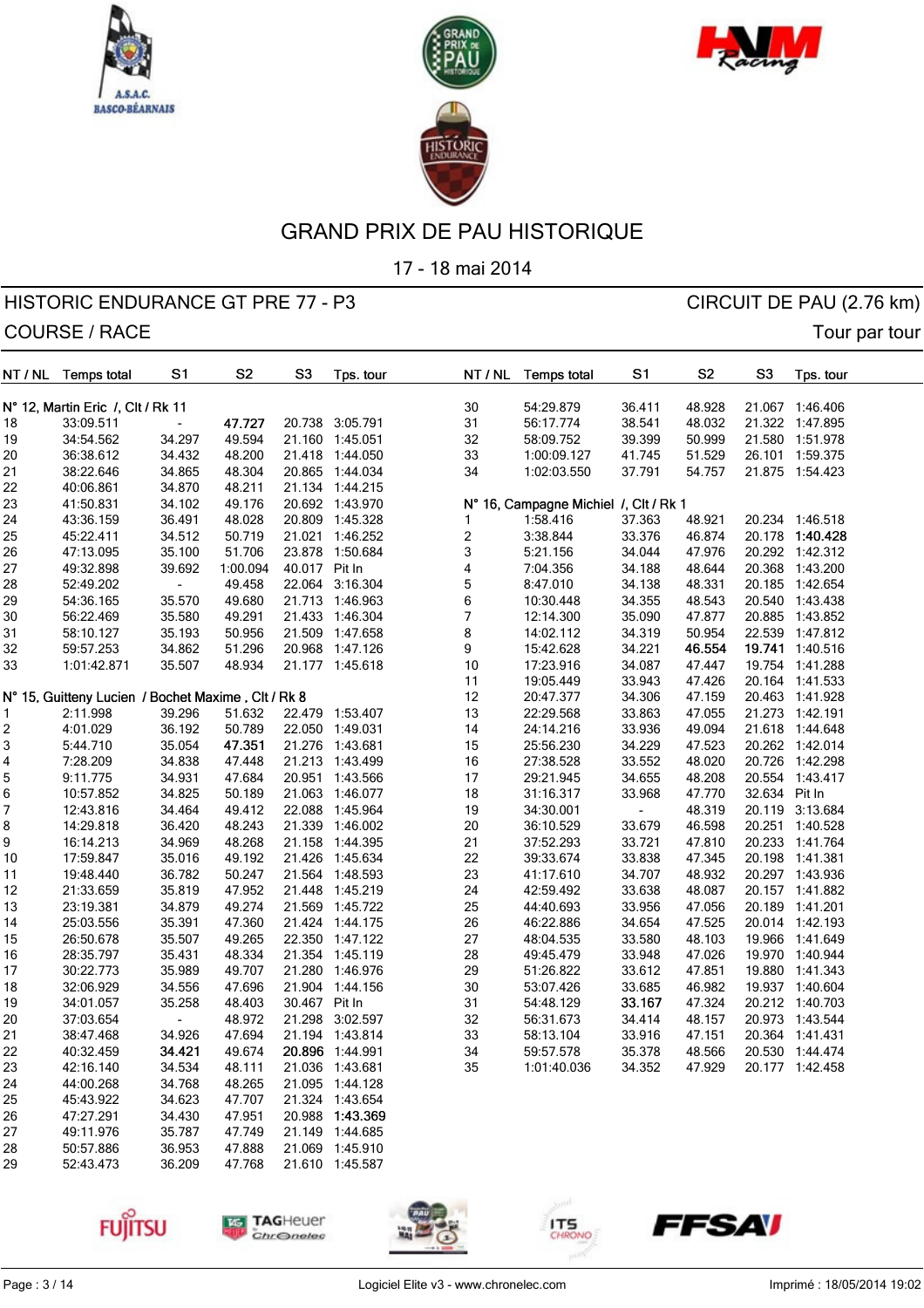# GRAND PRIX DE PAU HISTORIQUE

17 - 18 mai 2014

## HISTORIC ENDURANCE GT PRE 77 - P3 — CIRCUIT DE PAU (2.76 km)

## COURSE / RACE — Tour par tour

### N° 12, Martin Eric /, Clt / Rk 11

| NT / NL | Temps total | S1 | S2 | S3 | Tps. tour |
|---|---|---|---|---|---|
| 18 | 33:09.511 | - | **47.727** | 20.738 | 3:05.791 |
| 19 | 34:54.562 | 34.297 | 49.594 | 21.160 | 1:45.051 |
| 20 | 36:38.612 | 34.432 | 48.200 | 21.418 | 1:44.050 |
| 21 | 38:22.646 | 34.865 | 48.304 | 20.865 | 1:44.034 |
| 22 | 40:06.861 | 34.870 | 48.211 | 21.134 | 1:44.215 |
| 23 | 41:50.831 | 34.102 | 49.176 | 20.692 | 1:43.970 |
| 24 | 43:36.159 | 36.491 | 48.028 | 20.809 | 1:45.328 |
| 25 | 45:22.411 | 34.512 | 50.719 | 21.021 | 1:46.252 |
| 26 | 47:13.095 | 35.100 | 51.706 | 23.878 | 1:50.684 |
| 27 | 49:32.898 | 39.692 | 1:00.094 | 40.017 | Pit In |
| 28 | 52:49.202 | - | 49.458 | 22.064 | 3:16.304 |
| 29 | 54:36.165 | 35.570 | 49.680 | 21.713 | 1:46.963 |
| 30 | 56:22.469 | 35.580 | 49.291 | 21.433 | 1:46.304 |
| 31 | 58:10.127 | 35.193 | 50.956 | 21.509 | 1:47.658 |
| 32 | 59:57.253 | 34.862 | 51.296 | 20.968 | 1:47.126 |
| 33 | 1:01:42.871 | 35.507 | 48.934 | 21.177 | 1:45.618 |

### N° 15, Guitteny Lucien / Bochet Maxime , Clt / Rk 8

| NT / NL | Temps total | S1 | S2 | S3 | Tps. tour |
|---|---|---|---|---|---|
| 1 | 2:11.998 | 39.296 | 51.632 | 22.479 | 1:53.407 |
| 2 | 4:01.029 | 36.192 | 50.789 | 22.050 | 1:49.031 |
| 3 | 5:44.710 | 35.054 | **47.351** | 21.276 | 1:43.681 |
| 4 | 7:28.209 | 34.838 | 47.448 | 21.213 | 1:43.499 |
| 5 | 9:11.775 | 34.931 | 47.684 | 20.951 | 1:43.566 |
| 6 | 10:57.852 | 34.825 | 50.189 | 21.063 | 1:46.077 |
| 7 | 12:43.816 | 34.464 | 49.412 | 22.088 | 1:45.964 |
| 8 | 14:29.818 | 36.420 | 48.243 | 21.339 | 1:46.002 |
| 9 | 16:14.213 | 34.969 | 48.268 | 21.158 | 1:44.395 |
| 10 | 17:59.847 | 35.016 | 49.192 | 21.426 | 1:45.634 |
| 11 | 19:48.440 | 36.782 | 50.247 | 21.564 | 1:48.593 |
| 12 | 21:33.659 | 35.819 | 47.952 | 21.448 | 1:45.219 |
| 13 | 23:19.381 | 34.879 | 49.274 | 21.569 | 1:45.722 |
| 14 | 25:03.556 | 35.391 | 47.360 | 21.424 | 1:44.175 |
| 15 | 26:50.678 | 35.507 | 49.265 | 22.350 | 1:47.122 |
| 16 | 28:35.797 | 35.431 | 48.334 | 21.354 | 1:45.119 |
| 17 | 30:22.773 | 35.989 | 49.707 | 21.280 | 1:46.976 |
| 18 | 32:06.929 | 34.556 | 47.696 | 21.904 | 1:44.156 |
| 19 | 34:01.057 | 35.258 | 48.403 | 30.467 | Pit In |
| 20 | 37:03.654 | - | 48.972 | 21.298 | 3:02.597 |
| 21 | 38:47.468 | 34.926 | 47.694 | 21.194 | 1:43.814 |
| 22 | 40:32.459 | **34.421** | 49.674 | **20.896** | 1:44.991 |
| 23 | 42:16.140 | 34.534 | 48.111 | 21.036 | 1:43.681 |
| 24 | 44:00.268 | 34.768 | 48.265 | 21.095 | 1:44.128 |
| 25 | 45:43.922 | 34.623 | 47.707 | 21.324 | 1:43.654 |
| 26 | 47:27.291 | 34.430 | 47.951 | 20.988 | **1:43.369** |
| 27 | 49:11.976 | 35.787 | 47.749 | 21.149 | 1:44.685 |
| 28 | 50:57.886 | 36.953 | 47.888 | 21.069 | 1:45.910 |
| 29 | 52:43.473 | 36.209 | 47.768 | 21.610 | 1:45.587 |
| 30 | 54:29.879 | 36.411 | 48.928 | 21.067 | 1:46.406 |
| 31 | 56:17.774 | 38.541 | 48.032 | 21.322 | 1:47.895 |
| 32 | 58:09.752 | 39.399 | 50.999 | 21.580 | 1:51.978 |
| 33 | 1:00:09.127 | 41.745 | 51.529 | 26.101 | 1:59.375 |
| 34 | 1:02:03.550 | 37.791 | 54.757 | 21.875 | 1:54.423 |

### N° 16, Campagne Michiel /, Clt / Rk 1

| NT / NL | Temps total | S1 | S2 | S3 | Tps. tour |
|---|---|---|---|---|---|
| 1 | 1:58.416 | 37.363 | 48.921 | 20.234 | 1:46.518 |
| 2 | 3:38.844 | 33.376 | 46.874 | 20.178 | **1:40.428** |
| 3 | 5:21.156 | 34.044 | 47.976 | 20.292 | 1:42.312 |
| 4 | 7:04.356 | 34.188 | 48.644 | 20.368 | 1:43.200 |
| 5 | 8:47.010 | 34.138 | 48.331 | 20.185 | 1:42.654 |
| 6 | 10:30.448 | 34.355 | 48.543 | 20.540 | 1:43.438 |
| 7 | 12:14.300 | 35.090 | 47.877 | 20.885 | 1:43.852 |
| 8 | 14:02.112 | 34.319 | 50.954 | 22.539 | 1:47.812 |
| 9 | 15:42.628 | 34.221 | **46.554** | **19.741** | 1:40.516 |
| 10 | 17:23.916 | 34.087 | 47.447 | 19.754 | 1:41.288 |
| 11 | 19:05.449 | 33.943 | 47.426 | 20.164 | 1:41.533 |
| 12 | 20:47.377 | 34.306 | 47.159 | 20.463 | 1:41.928 |
| 13 | 22:29.568 | 33.863 | 47.055 | 21.273 | 1:42.191 |
| 14 | 24:14.216 | 33.936 | 49.094 | 21.618 | 1:44.648 |
| 15 | 25:56.230 | 34.229 | 47.523 | 20.262 | 1:42.014 |
| 16 | 27:38.528 | 33.552 | 48.020 | 20.726 | 1:42.298 |
| 17 | 29:21.945 | 34.655 | 48.208 | 20.554 | 1:43.417 |
| 18 | 31:16.317 | 33.968 | 47.770 | 32.634 | Pit In |
| 19 | 34:30.001 | - | 48.319 | 20.119 | 3:13.684 |
| 20 | 36:10.529 | 33.679 | 46.598 | 20.251 | 1:40.528 |
| 21 | 37:52.293 | 33.721 | 47.810 | 20.233 | 1:41.764 |
| 22 | 39:33.674 | 33.838 | 47.345 | 20.198 | 1:41.381 |
| 23 | 41:17.610 | 34.707 | 48.932 | 20.297 | 1:43.936 |
| 24 | 42:59.492 | 33.638 | 48.087 | 20.157 | 1:41.882 |
| 25 | 44:40.693 | 33.956 | 47.056 | 20.189 | 1:41.201 |
| 26 | 46:22.886 | 34.654 | 47.525 | 20.014 | 1:42.193 |
| 27 | 48:04.535 | 33.580 | 48.103 | 19.966 | 1:41.649 |
| 28 | 49:45.479 | 33.948 | 47.026 | 19.970 | 1:40.944 |
| 29 | 51:26.822 | 33.612 | 47.851 | 19.880 | 1:41.343 |
| 30 | 53:07.426 | 33.685 | 46.982 | 19.937 | 1:40.604 |
| 31 | 54:48.129 | **33.167** | 47.324 | 20.212 | 1:40.703 |
| 32 | 56:31.673 | 34.414 | 48.157 | 20.973 | 1:43.544 |
| 33 | 58:13.104 | 33.916 | 47.151 | 20.364 | 1:41.431 |
| 34 | 59:57.578 | 35.378 | 48.566 | 20.530 | 1:44.474 |
| 35 | 1:01:40.036 | 34.352 | 47.929 | 20.177 | 1:42.458 |

Logiciel Elite v3 - www.chronelec.com — Imprimé : 18/05/2014 19:02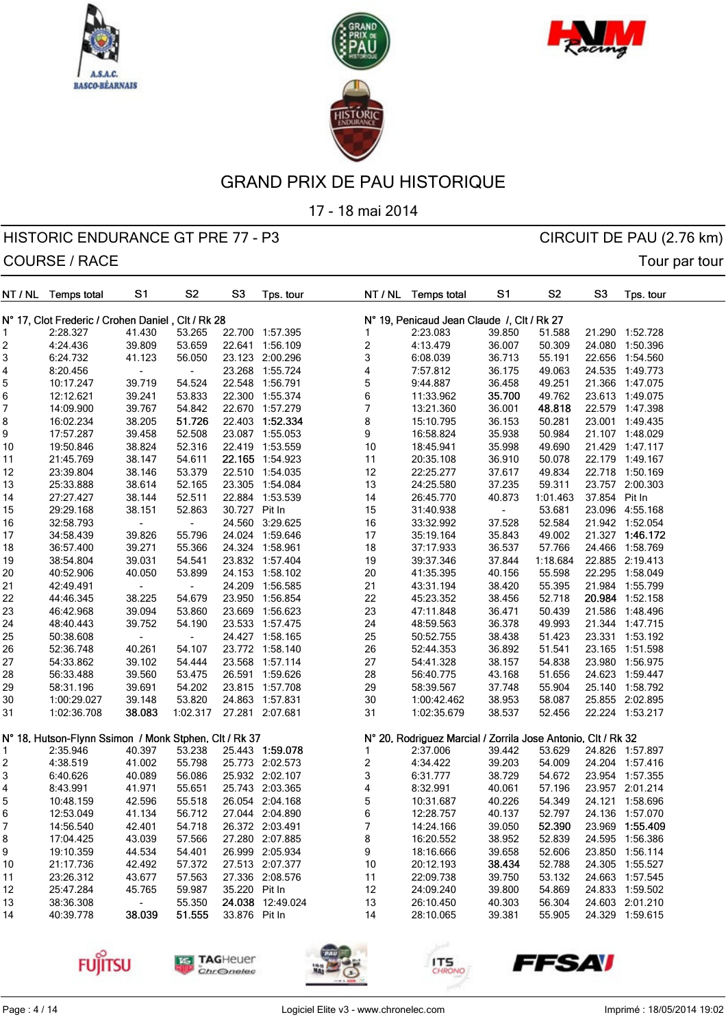# GRAND PRIX DE PAU HISTORIQUE

17 - 18 mai 2014

## HISTORIC ENDURANCE GT PRE 77 - P3

CIRCUIT DE PAU (2.76 km)

COURSE / RACE

Tour par tour

### N° 17, Clot Frederic / Crohen Daniel , Clt / Rk 28

| NT / NL | Temps total | S1 | S2 | S3 | Tps. tour |
|---|---|---|---|---|---|
| 1 | 2:28.327 | 41.430 | 53.265 | 22.700 | 1:57.395 |
| 2 | 4:24.436 | 39.809 | 53.659 | 22.641 | 1:56.109 |
| 3 | 6:24.732 | 41.123 | 56.050 | 23.123 | 2:00.296 |
| 4 | 8:20.456 | - | - | 23.268 | 1:55.724 |
| 5 | 10:17.247 | 39.719 | 54.524 | 22.548 | 1:56.791 |
| 6 | 12:12.621 | 39.241 | 53.833 | 22.300 | 1:55.374 |
| 7 | 14:09.900 | 39.767 | 54.842 | 22.670 | 1:57.279 |
| 8 | 16:02.234 | 38.205 | **51.726** | 22.403 | **1:52.334** |
| 9 | 17:57.287 | 39.458 | 52.508 | 23.087 | 1:55.053 |
| 10 | 19:50.846 | 38.824 | 52.316 | 22.419 | 1:53.559 |
| 11 | 21:45.769 | 38.147 | 54.611 | **22.165** | 1:54.923 |
| 12 | 23:39.804 | 38.146 | 53.379 | 22.510 | 1:54.035 |
| 13 | 25:33.888 | 38.614 | 52.165 | 23.305 | 1:54.084 |
| 14 | 27:27.427 | 38.144 | 52.511 | 22.884 | 1:53.539 |
| 15 | 29:29.168 | 38.151 | 52.863 | 30.727 | Pit In |
| 16 | 32:58.793 | - | - | 24.560 | 3:29.625 |
| 17 | 34:58.439 | 39.826 | 55.796 | 24.024 | 1:59.646 |
| 18 | 36:57.400 | 39.271 | 55.366 | 24.324 | 1:58.961 |
| 19 | 38:54.804 | 39.031 | 54.541 | 23.832 | 1:57.404 |
| 20 | 40:52.906 | 40.050 | 53.899 | 24.153 | 1:58.102 |
| 21 | 42:49.491 | - | - | 24.209 | 1:56.585 |
| 22 | 44:46.345 | 38.225 | 54.679 | 23.950 | 1:56.854 |
| 23 | 46:42.968 | 39.094 | 53.860 | 23.669 | 1:56.623 |
| 24 | 48:40.443 | 39.752 | 54.190 | 23.533 | 1:57.475 |
| 25 | 50:38.608 | - | - | 24.427 | 1:58.165 |
| 26 | 52:36.748 | 40.261 | 54.107 | 23.772 | 1:58.140 |
| 27 | 54:33.862 | 39.102 | 54.444 | 23.568 | 1:57.114 |
| 28 | 56:33.488 | 39.560 | 53.475 | 26.591 | 1:59.626 |
| 29 | 58:31.196 | 39.691 | 54.202 | 23.815 | 1:57.708 |
| 30 | 1:00:29.027 | 39.148 | 53.820 | 24.863 | 1:57.831 |
| 31 | 1:02:36.708 | **38.083** | 1:02.317 | 27.281 | 2:07.681 |

### N° 19, Penicaud Jean Claude /, Clt / Rk 27

| NT / NL | Temps total | S1 | S2 | S3 | Tps. tour |
|---|---|---|---|---|---|
| 1 | 2:23.083 | 39.850 | 51.588 | 21.290 | 1:52.728 |
| 2 | 4:13.479 | 36.007 | 50.309 | 24.080 | 1:50.396 |
| 3 | 6:08.039 | 36.713 | 55.191 | 22.656 | 1:54.560 |
| 4 | 7:57.812 | 36.175 | 49.063 | 24.535 | 1:49.773 |
| 5 | 9:44.887 | 36.458 | 49.251 | 21.366 | 1:47.075 |
| 6 | 11:33.962 | **35.700** | 49.762 | 23.613 | 1:49.075 |
| 7 | 13:21.360 | 36.001 | **48.818** | 22.579 | 1:47.398 |
| 8 | 15:10.795 | 36.153 | 50.281 | 23.001 | 1:49.435 |
| 9 | 16:58.824 | 35.938 | 50.984 | 21.107 | 1:48.029 |
| 10 | 18:45.941 | 35.998 | 49.690 | 21.429 | 1:47.117 |
| 11 | 20:35.108 | 36.910 | 50.078 | 22.179 | 1:49.167 |
| 12 | 22:25.277 | 37.617 | 49.834 | 22.718 | 1:50.169 |
| 13 | 24:25.580 | 37.235 | 59.311 | 23.757 | 2:00.303 |
| 14 | 26:45.770 | 40.873 | 1:01.463 | 37.854 | Pit In |
| 15 | 31:40.938 | - | 53.681 | 23.096 | 4:55.168 |
| 16 | 33:32.992 | 37.528 | 52.584 | 21.942 | 1:52.054 |
| 17 | 35:19.164 | 35.843 | 49.002 | 21.327 | **1:46.172** |
| 18 | 37:17.933 | 36.537 | 57.766 | 24.466 | 1:58.769 |
| 19 | 39:37.346 | 37.844 | 1:18.684 | 22.885 | 2:19.413 |
| 20 | 41:35.395 | 40.156 | 55.598 | 22.295 | 1:58.049 |
| 21 | 43:31.194 | 38.420 | 55.395 | 21.984 | 1:55.799 |
| 22 | 45:23.352 | 38.456 | 52.718 | **20.984** | 1:52.158 |
| 23 | 47:11.848 | 36.471 | 50.439 | 21.586 | 1:48.496 |
| 24 | 48:59.563 | 36.378 | 49.993 | 21.344 | 1:47.715 |
| 25 | 50:52.755 | 38.438 | 51.423 | 23.331 | 1:53.192 |
| 26 | 52:44.353 | 36.892 | 51.541 | 23.165 | 1:51.598 |
| 27 | 54:41.328 | 38.157 | 54.838 | 23.980 | 1:56.975 |
| 28 | 56:40.775 | 43.168 | 51.656 | 24.623 | 1:59.447 |
| 29 | 58:39.567 | 37.748 | 55.904 | 25.140 | 1:58.792 |
| 30 | 1:00:42.462 | 38.953 | 58.087 | 25.855 | 2:02.895 |
| 31 | 1:02:35.679 | 38.537 | 52.456 | 22.224 | 1:53.217 |

### N° 18, Hutson-Flynn Ssimon / Monk Stphen, Clt / Rk 37

| NT / NL | Temps total | S1 | S2 | S3 | Tps. tour |
|---|---|---|---|---|---|
| 1 | 2:35.946 | 40.397 | 53.238 | 25.443 | **1:59.078** |
| 2 | 4:38.519 | 41.002 | 55.798 | 25.773 | 2:02.573 |
| 3 | 6:40.626 | 40.089 | 56.086 | 25.932 | 2:02.107 |
| 4 | 8:43.991 | 41.971 | 55.651 | 25.743 | 2:03.365 |
| 5 | 10:48.159 | 42.596 | 55.518 | 26.054 | 2:04.168 |
| 6 | 12:53.049 | 41.134 | 56.712 | 27.044 | 2:04.890 |
| 7 | 14:56.540 | 42.401 | 54.718 | 26.372 | 2:03.491 |
| 8 | 17:04.425 | 43.039 | 57.566 | 27.280 | 2:07.885 |
| 9 | 19:10.359 | 44.534 | 54.401 | 26.999 | 2:05.934 |
| 10 | 21:17.736 | 42.492 | 57.372 | 27.513 | 2:07.377 |
| 11 | 23:26.312 | 43.677 | 57.563 | 27.336 | 2:08.576 |
| 12 | 25:47.284 | 45.765 | 59.987 | 35.220 | Pit In |
| 13 | 38:36.308 | - | 55.350 | **24.038** | 12:49.024 |
| 14 | 40:39.778 | **38.039** | **51.555** | 33.876 | Pit In |

### N° 20, Rodriguez Marcial / Zorrila Jose Antonio, Clt / Rk 32

| NT / NL | Temps total | S1 | S2 | S3 | Tps. tour |
|---|---|---|---|---|---|
| 1 | 2:37.006 | 39.442 | 53.629 | 24.826 | 1:57.897 |
| 2 | 4:34.422 | 39.203 | 54.009 | 24.204 | 1:57.416 |
| 3 | 6:31.777 | 38.729 | 54.672 | 23.954 | 1:57.355 |
| 4 | 8:32.991 | 40.061 | 57.196 | 23.957 | 2:01.214 |
| 5 | 10:31.687 | 40.226 | 54.349 | 24.121 | 1:58.696 |
| 6 | 12:28.757 | 40.137 | 52.797 | 24.136 | 1:57.070 |
| 7 | 14:24.166 | 39.050 | **52.390** | 23.969 | **1:55.409** |
| 8 | 16:20.552 | 38.952 | 52.839 | 24.595 | 1:56.386 |
| 9 | 18:16.666 | 39.658 | 52.606 | 23.850 | 1:56.114 |
| 10 | 20:12.193 | **38.434** | 52.788 | 24.305 | 1:55.527 |
| 11 | 22:09.738 | 39.750 | 53.132 | 24.663 | 1:57.545 |
| 12 | 24:09.240 | 39.800 | 54.869 | 24.833 | 1:59.502 |
| 13 | 26:10.450 | 40.303 | 56.304 | 24.603 | 2:01.210 |
| 14 | 28:10.065 | 39.381 | 55.905 | 24.329 | 1:59.615 |

Logiciel Elite v3 - www.chronelec.com

Imprimé : 18/05/2014 19:02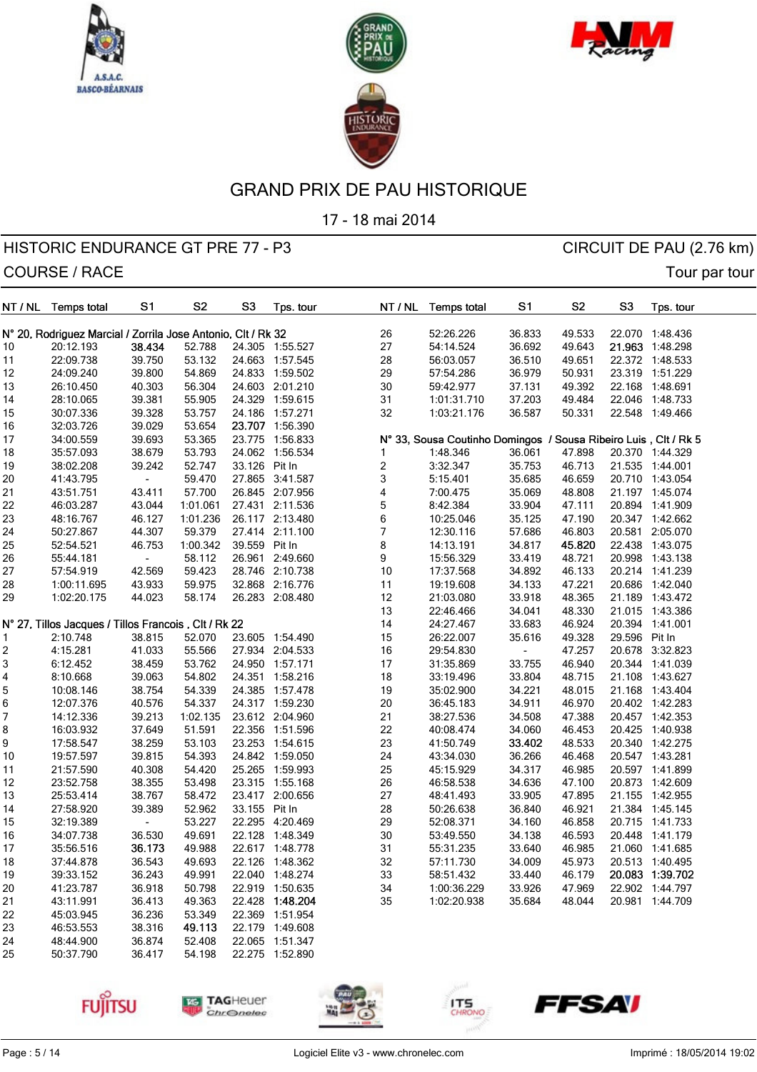# GRAND PRIX DE PAU HISTORIQUE

17 - 18 mai 2014

## HISTORIC ENDURANCE GT PRE 77 - P3

CIRCUIT DE PAU (2.76 km)

COURSE / RACE

Tour par tour

### N° 20, Rodriguez Marcial / Zorrila Jose Antonio, Clt / Rk 32

| NT / NL | Temps total | S1 | S2 | S3 | Tps. tour |
|---|---|---|---|---|---|
| 10 | 20:12.193 | **38.434** | 52.788 | 24.305 | 1:55.527 |
| 11 | 22:09.738 | 39.750 | 53.132 | 24.663 | 1:57.545 |
| 12 | 24:09.240 | 39.800 | 54.869 | 24.833 | 1:59.502 |
| 13 | 26:10.450 | 40.303 | 56.304 | 24.603 | 2:01.210 |
| 14 | 28:10.065 | 39.381 | 55.905 | 24.329 | 1:59.615 |
| 15 | 30:07.336 | 39.328 | 53.757 | 24.186 | 1:57.271 |
| 16 | 32:03.726 | 39.029 | 53.654 | **23.707** | 1:56.390 |
| 17 | 34:00.559 | 39.693 | 53.365 | 23.775 | 1:56.833 |
| 18 | 35:57.093 | 38.679 | 53.793 | 24.062 | 1:56.534 |
| 19 | 38:02.208 | 39.242 | 52.747 | 33.126 | Pit In |
| 20 | 41:43.795 | - | 59.470 | 27.865 | 3:41.587 |
| 21 | 43:51.751 | 43.411 | 57.700 | 26.845 | 2:07.956 |
| 22 | 46:03.287 | 43.044 | 1:01.061 | 27.431 | 2:11.536 |
| 23 | 48:16.767 | 46.127 | 1:01.236 | 26.117 | 2:13.480 |
| 24 | 50:27.867 | 44.307 | 59.379 | 27.414 | 2:11.100 |
| 25 | 52:54.521 | 46.753 | 1:00.342 | 39.559 | Pit In |
| 26 | 55:44.181 | - | 58.112 | 26.961 | 2:49.660 |
| 27 | 57:54.919 | 42.569 | 59.423 | 28.746 | 2:10.738 |
| 28 | 1:00:11.695 | 43.933 | 59.975 | 32.868 | 2:16.776 |
| 29 | 1:02:20.175 | 44.023 | 58.174 | 26.283 | 2:08.480 |

### N° 27, Tillos Jacques / Tillos Francois , Clt / Rk 22

| NT / NL | Temps total | S1 | S2 | S3 | Tps. tour |
|---|---|---|---|---|---|
| 1 | 2:10.748 | 38.815 | 52.070 | 23.605 | 1:54.490 |
| 2 | 4:15.281 | 41.033 | 55.566 | 27.934 | 2:04.533 |
| 3 | 6:12.452 | 38.459 | 53.762 | 24.950 | 1:57.171 |
| 4 | 8:10.668 | 39.063 | 54.802 | 24.351 | 1:58.216 |
| 5 | 10:08.146 | 38.754 | 54.339 | 24.385 | 1:57.478 |
| 6 | 12:07.376 | 40.576 | 54.337 | 24.317 | 1:59.230 |
| 7 | 14:12.336 | 39.213 | 1:02.135 | 23.612 | 2:04.960 |
| 8 | 16:03.932 | 37.649 | 51.591 | 22.356 | 1:51.596 |
| 9 | 17:58.547 | 38.259 | 53.103 | 23.253 | 1:54.615 |
| 10 | 19:57.597 | 39.815 | 54.393 | 24.842 | 1:59.050 |
| 11 | 21:57.590 | 40.308 | 54.420 | 25.265 | 1:59.993 |
| 12 | 23:52.758 | 38.355 | 53.498 | 23.315 | 1:55.168 |
| 13 | 25:53.414 | 38.767 | 58.472 | 23.417 | 2:00.656 |
| 14 | 27:58.920 | 39.389 | 52.962 | 33.155 | Pit In |
| 15 | 32:19.389 | - | 53.227 | 22.295 | 4:20.469 |
| 16 | 34:07.738 | 36.530 | 49.691 | 22.128 | 1:48.349 |
| 17 | 35:56.516 | **36.173** | 49.988 | 22.617 | 1:48.778 |
| 18 | 37:44.878 | 36.543 | 49.693 | 22.126 | 1:48.362 |
| 19 | 39:33.152 | 36.243 | 49.991 | 22.040 | 1:48.274 |
| 20 | 41:23.787 | 36.918 | 50.798 | 22.919 | 1:50.635 |
| 21 | 43:11.991 | 36.413 | 49.363 | 22.428 | **1:48.204** |
| 22 | 45:03.945 | 36.236 | 53.349 | 22.369 | 1:51.954 |
| 23 | 46:53.553 | 38.316 | **49.113** | 22.179 | 1:49.608 |
| 24 | 48:44.900 | 36.874 | 52.408 | 22.065 | 1:51.347 |
| 25 | 50:37.790 | 36.417 | 54.198 | 22.275 | 1:52.890 |
| 26 | 52:26.226 | 36.833 | 49.533 | 22.070 | 1:48.436 |
| 27 | 54:14.524 | 36.692 | 49.643 | **21.963** | 1:48.298 |
| 28 | 56:03.057 | 36.510 | 49.651 | 22.372 | 1:48.533 |
| 29 | 57:54.286 | 36.979 | 50.931 | 23.319 | 1:51.229 |
| 30 | 59:42.977 | 37.131 | 49.392 | 22.168 | 1:48.691 |
| 31 | 1:01:31.710 | 37.203 | 49.484 | 22.046 | 1:48.733 |
| 32 | 1:03:21.176 | 36.587 | 50.331 | 22.548 | 1:49.466 |

### N° 33, Sousa Coutinho Domingos / Sousa Ribeiro Luis , Clt / Rk 5

| NT / NL | Temps total | S1 | S2 | S3 | Tps. tour |
|---|---|---|---|---|---|
| 1 | 1:48.346 | 36.061 | 47.898 | 20.370 | 1:44.329 |
| 2 | 3:32.347 | 35.753 | 46.713 | 21.535 | 1:44.001 |
| 3 | 5:15.401 | 35.685 | 46.659 | 20.710 | 1:43.054 |
| 4 | 7:00.475 | 35.069 | 48.808 | 21.197 | 1:45.074 |
| 5 | 8:42.384 | 33.904 | 47.111 | 20.894 | 1:41.909 |
| 6 | 10:25.046 | 35.125 | 47.190 | 20.347 | 1:42.662 |
| 7 | 12:30.116 | 57.686 | 46.803 | 20.581 | 2:05.070 |
| 8 | 14:13.191 | 34.817 | **45.820** | 22.438 | 1:43.075 |
| 9 | 15:56.329 | 33.419 | 48.721 | 20.998 | 1:43.138 |
| 10 | 17:37.568 | 34.892 | 46.133 | 20.214 | 1:41.239 |
| 11 | 19:19.608 | 34.133 | 47.221 | 20.686 | 1:42.040 |
| 12 | 21:03.080 | 33.918 | 48.365 | 21.189 | 1:43.472 |
| 13 | 22:46.466 | 34.041 | 48.330 | 21.015 | 1:43.386 |
| 14 | 24:27.467 | 33.683 | 46.924 | 20.394 | 1:41.001 |
| 15 | 26:22.007 | 35.616 | 49.328 | 29.596 | Pit In |
| 16 | 29:54.830 | - | 47.257 | 20.678 | 3:32.823 |
| 17 | 31:35.869 | 33.755 | 46.940 | 20.344 | 1:41.039 |
| 18 | 33:19.496 | 33.804 | 48.715 | 21.108 | 1:43.627 |
| 19 | 35:02.900 | 34.221 | 48.015 | 21.168 | 1:43.404 |
| 20 | 36:45.183 | 34.911 | 46.970 | 20.402 | 1:42.283 |
| 21 | 38:27.536 | 34.508 | 47.388 | 20.457 | 1:42.353 |
| 22 | 40:08.474 | 34.060 | 46.453 | 20.425 | 1:40.938 |
| 23 | 41:50.749 | **33.402** | 48.533 | 20.340 | 1:42.275 |
| 24 | 43:34.030 | 36.266 | 46.468 | 20.547 | 1:43.281 |
| 25 | 45:15.929 | 34.317 | 46.985 | 20.597 | 1:41.899 |
| 26 | 46:58.538 | 34.636 | 47.100 | 20.873 | 1:42.609 |
| 27 | 48:41.493 | 33.905 | 47.895 | 21.155 | 1:42.955 |
| 28 | 50:26.638 | 36.840 | 46.921 | 21.384 | 1:45.145 |
| 29 | 52:08.371 | 34.160 | 46.858 | 20.715 | 1:41.733 |
| 30 | 53:49.550 | 34.138 | 46.593 | 20.448 | 1:41.179 |
| 31 | 55:31.235 | 33.640 | 46.985 | 21.060 | 1:41.685 |
| 32 | 57:11.730 | 34.009 | 45.973 | 20.513 | 1:40.495 |
| 33 | 58:51.432 | 33.440 | 46.179 | **20.083** | **1:39.702** |
| 34 | 1:00:36.229 | 33.926 | 47.969 | 22.902 | 1:44.797 |
| 35 | 1:02:20.938 | 35.684 | 48.044 | 20.981 | 1:44.709 |

Logiciel Elite v3 - www.chronelec.com

Imprimé : 18/05/2014 19:02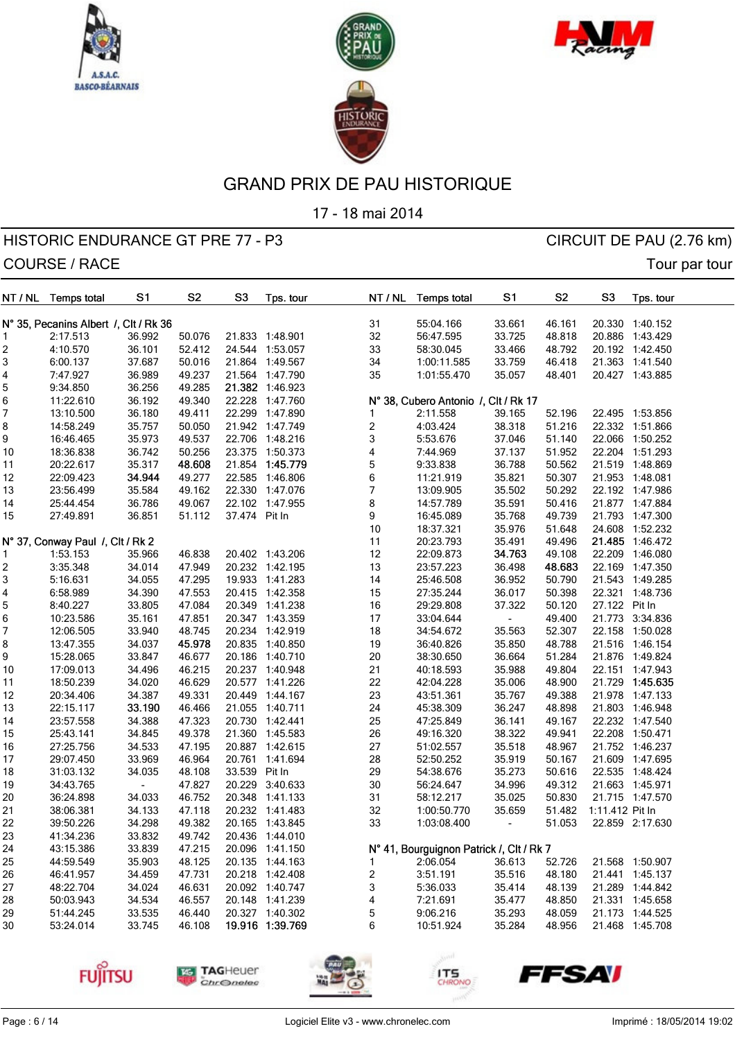# GRAND PRIX DE PAU HISTORIQUE

17 - 18 mai 2014

## HISTORIC ENDURANCE GT PRE 77 - P3

CIRCUIT DE PAU (2.76 km)

COURSE / RACE

Tour par tour

### N° 35, Pecanins Albert /, Clt / Rk 36

| NT / NL | Temps total | S1 | S2 | S3 | Tps. tour |
|---|---|---|---|---|---|
| 1 | 2:17.513 | 36.992 | 50.076 | 21.833 | 1:48.901 |
| 2 | 4:10.570 | 36.101 | 52.412 | 24.544 | 1:53.057 |
| 3 | 6:00.137 | 37.687 | 50.016 | 21.864 | 1:49.567 |
| 4 | 7:47.927 | 36.989 | 49.237 | 21.564 | 1:47.790 |
| 5 | 9:34.850 | 36.256 | 49.285 | **21.382** | 1:46.923 |
| 6 | 11:22.610 | 36.192 | 49.340 | 22.228 | 1:47.760 |
| 7 | 13:10.500 | 36.180 | 49.411 | 22.299 | 1:47.890 |
| 8 | 14:58.249 | 35.757 | 50.050 | 21.942 | 1:47.749 |
| 9 | 16:46.465 | 35.973 | 49.537 | 22.706 | 1:48.216 |
| 10 | 18:36.838 | 36.742 | 50.256 | 23.375 | 1:50.373 |
| 11 | 20:22.617 | 35.317 | **48.608** | 21.854 | **1:45.779** |
| 12 | 22:09.423 | **34.944** | 49.277 | 22.585 | 1:46.806 |
| 13 | 23:56.499 | 35.584 | 49.162 | 22.330 | 1:47.076 |
| 14 | 25:44.454 | 36.786 | 49.067 | 22.102 | 1:47.955 |
| 15 | 27:49.891 | 36.851 | 51.112 | 37.474 | Pit In |

### N° 37, Conway Paul /, Clt / Rk 2

| NT / NL | Temps total | S1 | S2 | S3 | Tps. tour |
|---|---|---|---|---|---|
| 1 | 1:53.153 | 35.966 | 46.838 | 20.402 | 1:43.206 |
| 2 | 3:35.348 | 34.014 | 47.949 | 20.232 | 1:42.195 |
| 3 | 5:16.631 | 34.055 | 47.295 | 19.933 | 1:41.283 |
| 4 | 6:58.989 | 34.390 | 47.553 | 20.415 | 1:42.358 |
| 5 | 8:40.227 | 33.805 | 47.084 | 20.349 | 1:41.238 |
| 6 | 10:23.586 | 35.161 | 47.851 | 20.347 | 1:43.359 |
| 7 | 12:06.505 | 33.940 | 48.745 | 20.234 | 1:42.919 |
| 8 | 13:47.355 | 34.037 | **45.978** | 20.835 | 1:40.850 |
| 9 | 15:28.065 | 33.847 | 46.677 | 20.186 | 1:40.710 |
| 10 | 17:09.013 | 34.496 | 46.215 | 20.237 | 1:40.948 |
| 11 | 18:50.239 | 34.020 | 46.629 | 20.577 | 1:41.226 |
| 12 | 20:34.406 | 34.387 | 49.331 | 20.449 | 1:44.167 |
| 13 | 22:15.117 | **33.190** | 46.466 | 21.055 | 1:40.711 |
| 14 | 23:57.558 | 34.388 | 47.323 | 20.730 | 1:42.441 |
| 15 | 25:43.141 | 34.845 | 49.378 | 21.360 | 1:45.583 |
| 16 | 27:25.756 | 34.533 | 47.195 | 20.887 | 1:42.615 |
| 17 | 29:07.450 | 33.969 | 46.964 | 20.761 | 1:41.694 |
| 18 | 31:03.132 | 34.035 | 48.108 | 33.539 | Pit In |
| 19 | 34:43.765 | - | 47.827 | 20.229 | 3:40.633 |
| 20 | 36:24.898 | 34.033 | 46.752 | 20.348 | 1:41.133 |
| 21 | 38:06.381 | 34.133 | 47.118 | 20.232 | 1:41.483 |
| 22 | 39:50.226 | 34.298 | 49.382 | 20.165 | 1:43.845 |
| 23 | 41:34.236 | 33.832 | 49.742 | 20.436 | 1:44.010 |
| 24 | 43:15.386 | 33.839 | 47.215 | 20.096 | 1:41.150 |
| 25 | 44:59.549 | 35.903 | 48.125 | 20.135 | 1:44.163 |
| 26 | 46:41.957 | 34.459 | 47.731 | 20.218 | 1:42.408 |
| 27 | 48:22.704 | 34.024 | 46.631 | 20.092 | 1:40.747 |
| 28 | 50:03.943 | 34.534 | 46.557 | 20.148 | 1:41.239 |
| 29 | 51:44.245 | 33.535 | 46.440 | 20.327 | 1:40.302 |
| 30 | 53:24.014 | 33.745 | 46.108 | **19.916** | **1:39.769** |
| 31 | 55:04.166 | 33.661 | 46.161 | 20.330 | 1:40.152 |
| 32 | 56:47.595 | 33.725 | 48.818 | 20.886 | 1:43.429 |
| 33 | 58:30.045 | 33.466 | 48.792 | 20.192 | 1:42.450 |
| 34 | 1:00:11.585 | 33.759 | 46.418 | 21.363 | 1:41.540 |
| 35 | 1:01:55.470 | 35.057 | 48.401 | 20.427 | 1:43.885 |

### N° 38, Cubero Antonio /, Clt / Rk 17

| NT / NL | Temps total | S1 | S2 | S3 | Tps. tour |
|---|---|---|---|---|---|
| 1 | 2:11.558 | 39.165 | 52.196 | 22.495 | 1:53.856 |
| 2 | 4:03.424 | 38.318 | 51.216 | 22.332 | 1:51.866 |
| 3 | 5:53.676 | 37.046 | 51.140 | 22.066 | 1:50.252 |
| 4 | 7:44.969 | 37.137 | 51.952 | 22.204 | 1:51.293 |
| 5 | 9:33.838 | 36.788 | 50.562 | 21.519 | 1:48.869 |
| 6 | 11:21.919 | 35.821 | 50.307 | 21.953 | 1:48.081 |
| 7 | 13:09.905 | 35.502 | 50.292 | 22.192 | 1:47.986 |
| 8 | 14:57.789 | 35.591 | 50.416 | 21.877 | 1:47.884 |
| 9 | 16:45.089 | 35.768 | 49.739 | 21.793 | 1:47.300 |
| 10 | 18:37.321 | 35.976 | 51.648 | 24.608 | 1:52.232 |
| 11 | 20:23.793 | 35.491 | 49.496 | **21.485** | 1:46.472 |
| 12 | 22:09.873 | **34.763** | 49.108 | 22.209 | 1:46.080 |
| 13 | 23:57.223 | 36.498 | **48.683** | 22.169 | 1:47.350 |
| 14 | 25:46.508 | 36.952 | 50.790 | 21.543 | 1:49.285 |
| 15 | 27:35.244 | 36.017 | 50.398 | 22.321 | 1:48.736 |
| 16 | 29:29.808 | 37.322 | 50.120 | 27.122 | Pit In |
| 17 | 33:04.644 | - | 49.400 | 21.773 | 3:34.836 |
| 18 | 34:54.672 | 35.563 | 52.307 | 22.158 | 1:50.028 |
| 19 | 36:40.826 | 35.850 | 48.788 | 21.516 | 1:46.154 |
| 20 | 38:30.650 | 36.664 | 51.284 | 21.876 | 1:49.824 |
| 21 | 40:18.593 | 35.988 | 49.804 | 22.151 | 1:47.943 |
| 22 | 42:04.228 | 35.006 | 48.900 | 21.729 | **1:45.635** |
| 23 | 43:51.361 | 35.767 | 49.388 | 21.978 | 1:47.133 |
| 24 | 45:38.309 | 36.247 | 48.898 | 21.803 | 1:46.948 |
| 25 | 47:25.849 | 36.141 | 49.167 | 22.232 | 1:47.540 |
| 26 | 49:16.320 | 38.322 | 49.941 | 22.208 | 1:50.471 |
| 27 | 51:02.557 | 35.518 | 48.967 | 21.752 | 1:46.237 |
| 28 | 52:50.252 | 35.919 | 50.167 | 21.609 | 1:47.695 |
| 29 | 54:38.676 | 35.273 | 50.616 | 22.535 | 1:48.424 |
| 30 | 56:24.647 | 34.996 | 49.312 | 21.663 | 1:45.971 |
| 31 | 58:12.217 | 35.025 | 50.830 | 21.715 | 1:47.570 |
| 32 | 1:00:50.770 | 35.659 | 51.482 | 1:11.412 | Pit In |
| 33 | 1:03:08.400 | - | 51.053 | 22.859 | 2:17.630 |

### N° 41, Bourguignon Patrick /, Clt / Rk 7

| NT / NL | Temps total | S1 | S2 | S3 | Tps. tour |
|---|---|---|---|---|---|
| 1 | 2:06.054 | 36.613 | 52.726 | 21.568 | 1:50.907 |
| 2 | 3:51.191 | 35.516 | 48.180 | 21.441 | 1:45.137 |
| 3 | 5:36.033 | 35.414 | 48.139 | 21.289 | 1:44.842 |
| 4 | 7:21.691 | 35.477 | 48.850 | 21.331 | 1:45.658 |
| 5 | 9:06.216 | 35.293 | 48.059 | 21.173 | 1:44.525 |
| 6 | 10:51.924 | 35.284 | 48.956 | 21.468 | 1:45.708 |

Logiciel Elite v3 - www.chronelec.com

Imprimé : 18/05/2014 19:02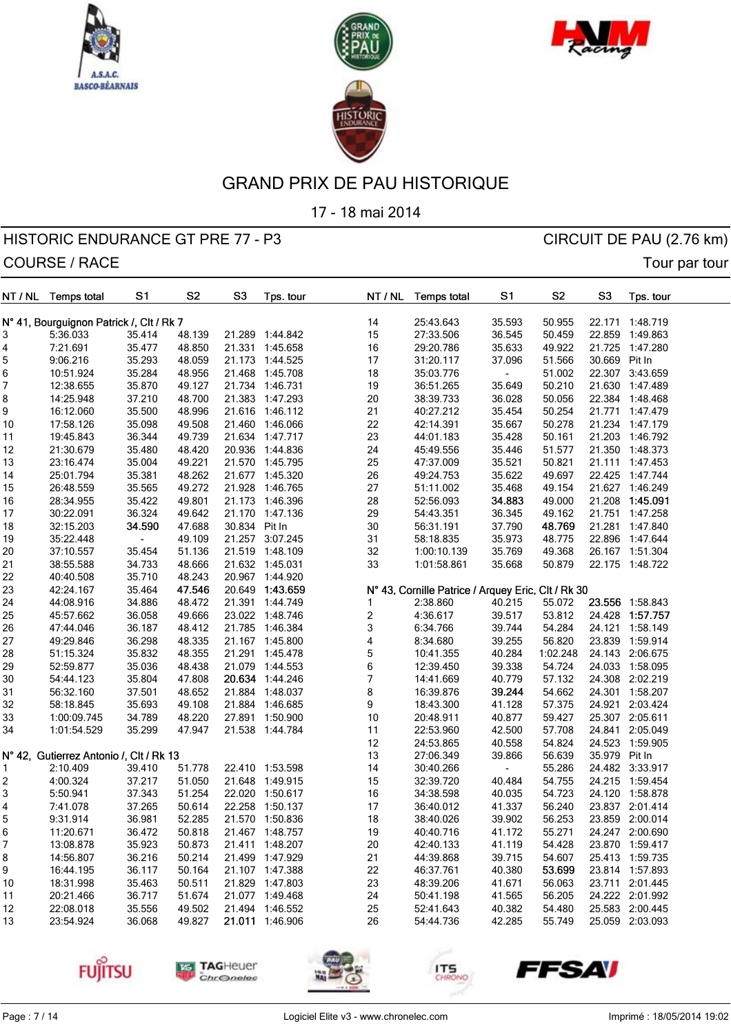# GRAND PRIX DE PAU HISTORIQUE

17 - 18 mai 2014

## HISTORIC ENDURANCE GT PRE 77 - P3

CIRCUIT DE PAU (2.76 km)

COURSE / RACE

Tour par tour

### N° 41, Bourguignon Patrick /, Clt / Rk 7

| NT / NL | Temps total | S1 | S2 | S3 | Tps. tour |
|---|---|---|---|---|---|
| 3 | 5:36.033 | 35.414 | 48.139 | 21.289 | 1:44.842 |
| 4 | 7:21.691 | 35.477 | 48.850 | 21.331 | 1:45.658 |
| 5 | 9:06.216 | 35.293 | 48.059 | 21.173 | 1:44.525 |
| 6 | 10:51.924 | 35.284 | 48.956 | 21.468 | 1:45.708 |
| 7 | 12:38.655 | 35.870 | 49.127 | 21.734 | 1:46.731 |
| 8 | 14:25.948 | 37.210 | 48.700 | 21.383 | 1:47.293 |
| 9 | 16:12.060 | 35.500 | 48.996 | 21.616 | 1:46.112 |
| 10 | 17:58.126 | 35.098 | 49.508 | 21.460 | 1:46.066 |
| 11 | 19:45.843 | 36.344 | 49.739 | 21.634 | 1:47.717 |
| 12 | 21:30.679 | 35.480 | 48.420 | 20.936 | 1:44.836 |
| 13 | 23:16.474 | 35.004 | 49.221 | 21.570 | 1:45.795 |
| 14 | 25:01.794 | 35.381 | 48.262 | 21.677 | 1:45.320 |
| 15 | 26:48.559 | 35.565 | 49.272 | 21.928 | 1:46.765 |
| 16 | 28:34.955 | 35.422 | 49.801 | 21.173 | 1:46.396 |
| 17 | 30:22.091 | 36.324 | 49.642 | 21.170 | 1:47.136 |
| 18 | 32:15.203 | **34.590** | 47.688 | 30.834 | Pit In |
| 19 | 35:22.448 | - | 49.109 | 21.257 | 3:07.245 |
| 20 | 37:10.557 | 35.454 | 51.136 | 21.519 | 1:48.109 |
| 21 | 38:55.588 | 34.733 | 48.666 | 21.632 | 1:45.031 |
| 22 | 40:40.508 | 35.710 | 48.243 | 20.967 | 1:44.920 |
| 23 | 42:24.167 | 35.464 | **47.546** | 20.649 | **1:43.659** |
| 24 | 44:08.916 | 34.886 | 48.472 | 21.391 | 1:44.749 |
| 25 | 45:57.662 | 36.058 | 49.666 | 23.022 | 1:48.746 |
| 26 | 47:44.046 | 36.187 | 48.412 | 21.785 | 1:46.384 |
| 27 | 49:29.846 | 36.298 | 48.335 | 21.167 | 1:45.800 |
| 28 | 51:15.324 | 35.832 | 48.355 | 21.291 | 1:45.478 |
| 29 | 52:59.877 | 35.036 | 48.438 | 21.079 | 1:44.553 |
| 30 | 54:44.123 | 35.804 | 47.808 | **20.634** | 1:44.246 |
| 31 | 56:32.160 | 37.501 | 48.652 | 21.884 | 1:48.037 |
| 32 | 58:18.845 | 35.693 | 49.108 | 21.884 | 1:46.685 |
| 33 | 1:00:09.745 | 34.789 | 48.220 | 27.891 | 1:50.900 |
| 34 | 1:01:54.529 | 35.299 | 47.947 | 21.538 | 1:44.784 |

### N° 42, Gutierrez Antonio /, Clt / Rk 13

| NT / NL | Temps total | S1 | S2 | S3 | Tps. tour |
|---|---|---|---|---|---|
| 1 | 2:10.409 | 39.410 | 51.778 | 22.410 | 1:53.598 |
| 2 | 4:00.324 | 37.217 | 51.050 | 21.648 | 1:49.915 |
| 3 | 5:50.941 | 37.343 | 51.254 | 22.020 | 1:50.617 |
| 4 | 7:41.078 | 37.265 | 50.614 | 22.258 | 1:50.137 |
| 5 | 9:31.914 | 36.981 | 52.285 | 21.570 | 1:50.836 |
| 6 | 11:20.671 | 36.472 | 50.818 | 21.467 | 1:48.757 |
| 7 | 13:08.878 | 35.923 | 50.873 | 21.411 | 1:48.207 |
| 8 | 14:56.807 | 36.216 | 50.214 | 21.499 | 1:47.929 |
| 9 | 16:44.195 | 36.117 | 50.164 | 21.107 | 1:47.388 |
| 10 | 18:31.998 | 35.463 | 50.511 | 21.829 | 1:47.803 |
| 11 | 20:21.466 | 36.717 | 51.674 | 21.077 | 1:49.468 |
| 12 | 22:08.018 | 35.556 | 49.502 | 21.494 | 1:46.552 |
| 13 | 23:54.924 | 36.068 | 49.827 | **21.011** | 1:46.906 |
| 14 | 25:43.643 | 35.593 | 50.955 | 22.171 | 1:48.719 |
| 15 | 27:33.506 | 36.545 | 50.459 | 22.859 | 1:49.863 |
| 16 | 29:20.786 | 35.633 | 49.922 | 21.725 | 1:47.280 |
| 17 | 31:20.117 | 37.096 | 51.566 | 30.669 | Pit In |
| 18 | 35:03.776 | - | 51.002 | 22.307 | 3:43.659 |
| 19 | 36:51.265 | 35.649 | 50.210 | 21.630 | 1:47.489 |
| 20 | 38:39.733 | 36.028 | 50.056 | 22.384 | 1:48.468 |
| 21 | 40:27.212 | 35.454 | 50.254 | 21.771 | 1:47.479 |
| 22 | 42:14.391 | 35.667 | 50.278 | 21.234 | 1:47.179 |
| 23 | 44:01.183 | 35.428 | 50.161 | 21.203 | 1:46.792 |
| 24 | 45:49.556 | 35.446 | 51.577 | 21.350 | 1:48.373 |
| 25 | 47:37.009 | 35.521 | 50.821 | 21.111 | 1:47.453 |
| 26 | 49:24.753 | 35.622 | 49.697 | 22.425 | 1:47.744 |
| 27 | 51:11.002 | 35.468 | 49.154 | 21.627 | 1:46.249 |
| 28 | 52:56.093 | **34.883** | 49.000 | 21.208 | **1:45.091** |
| 29 | 54:43.351 | 36.345 | 49.162 | 21.751 | 1:47.258 |
| 30 | 56:31.191 | 37.790 | **48.769** | 21.281 | 1:47.840 |
| 31 | 58:18.835 | 35.973 | 48.775 | 22.896 | 1:47.644 |
| 32 | 1:00:10.139 | 35.769 | 49.368 | 26.167 | 1:51.304 |
| 33 | 1:01:58.861 | 35.668 | 50.879 | 22.175 | 1:48.722 |

### N° 43, Cornille Patrice / Arquey Eric, Clt / Rk 30

| NT / NL | Temps total | S1 | S2 | S3 | Tps. tour |
|---|---|---|---|---|---|
| 1 | 2:38.860 | 40.215 | 55.072 | **23.556** | 1:58.843 |
| 2 | 4:36.617 | 39.517 | 53.812 | 24.428 | **1:57.757** |
| 3 | 6:34.766 | 39.744 | 54.284 | 24.121 | 1:58.149 |
| 4 | 8:34.680 | 39.255 | 56.820 | 23.839 | 1:59.914 |
| 5 | 10:41.355 | 40.284 | 1:02.248 | 24.143 | 2:06.675 |
| 6 | 12:39.450 | 39.338 | 54.724 | 24.033 | 1:58.095 |
| 7 | 14:41.669 | 40.779 | 57.132 | 24.308 | 2:02.219 |
| 8 | 16:39.876 | **39.244** | 54.662 | 24.301 | 1:58.207 |
| 9 | 18:43.300 | 41.128 | 57.375 | 24.921 | 2:03.424 |
| 10 | 20:48.911 | 40.877 | 59.427 | 25.307 | 2:05.611 |
| 11 | 22:53.960 | 42.500 | 57.708 | 24.841 | 2:05.049 |
| 12 | 24:53.865 | 40.558 | 54.824 | 24.523 | 1:59.905 |
| 13 | 27:06.349 | 39.866 | 56.639 | 35.979 | Pit In |
| 14 | 30:40.266 | - | 55.286 | 24.482 | 3:33.917 |
| 15 | 32:39.720 | 40.484 | 54.755 | 24.215 | 1:59.454 |
| 16 | 34:38.598 | 40.035 | 54.723 | 24.120 | 1:58.878 |
| 17 | 36:40.012 | 41.337 | 56.240 | 23.837 | 2:01.414 |
| 18 | 38:40.026 | 39.902 | 56.253 | 23.859 | 2:00.014 |
| 19 | 40:40.716 | 41.172 | 55.271 | 24.247 | 2:00.690 |
| 20 | 42:40.133 | 41.119 | 54.428 | 23.870 | 1:59.417 |
| 21 | 44:39.868 | 39.715 | 54.607 | 25.413 | 1:59.735 |
| 22 | 46:37.761 | 40.380 | **53.699** | 23.814 | 1:57.893 |
| 23 | 48:39.206 | 41.671 | 56.063 | 23.711 | 2:01.445 |
| 24 | 50:41.198 | 41.565 | 56.205 | 24.222 | 2:01.992 |
| 25 | 52:41.643 | 40.382 | 54.480 | 25.583 | 2:00.445 |
| 26 | 54:44.736 | 42.285 | 55.749 | 25.059 | 2:03.093 |

Logiciel Elite v3 - www.chronelec.com — Imprimé : 18/05/2014 19:02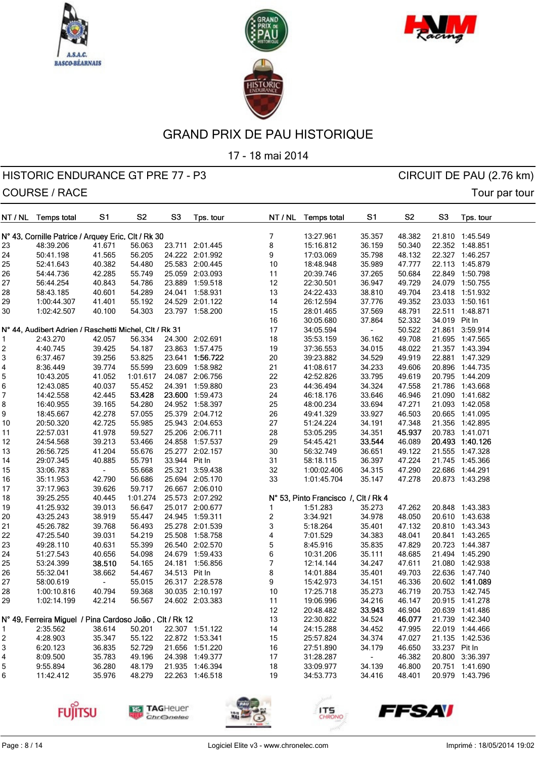# GRAND PRIX DE PAU HISTORIQUE

17 - 18 mai 2014

HISTORIC ENDURANCE GT PRE 77 - P3 — CIRCUIT DE PAU (2.76 km)

COURSE / RACE — Tour par tour

### N° 43, Cornille Patrice / Arquey Eric, Clt / Rk 30

| NT / NL | Temps total | S1 | S2 | S3 | Tps. tour |
|---|---|---|---|---|---|
| 23 | 48:39.206 | 41.671 | 56.063 | 23.711 | 2:01.445 |
| 24 | 50:41.198 | 41.565 | 56.205 | 24.222 | 2:01.992 |
| 25 | 52:41.643 | 40.382 | 54.480 | 25.583 | 2:00.445 |
| 26 | 54:44.736 | 42.285 | 55.749 | 25.059 | 2:03.093 |
| 27 | 56:44.254 | 40.843 | 54.786 | 23.889 | 1:59.518 |
| 28 | 58:43.185 | 40.601 | 54.289 | 24.041 | 1:58.931 |
| 29 | 1:00:44.307 | 41.401 | 55.192 | 24.529 | 2:01.122 |
| 30 | 1:02:42.507 | 40.100 | 54.303 | 23.797 | 1:58.200 |

### N° 44, Audibert Adrien / Raschetti Michel, Clt / Rk 31

| NT / NL | Temps total | S1 | S2 | S3 | Tps. tour |
|---|---|---|---|---|---|
| 1 | 2:43.270 | 42.057 | 56.334 | 24.300 | 2:02.691 |
| 2 | 4:40.745 | 39.425 | 54.187 | 23.863 | 1:57.475 |
| 3 | 6:37.467 | 39.256 | 53.825 | 23.641 | **1:56.722** |
| 4 | 8:36.449 | 39.774 | 55.599 | 23.609 | 1:58.982 |
| 5 | 10:43.205 | 41.052 | 1:01.617 | 24.087 | 2:06.756 |
| 6 | 12:43.085 | 40.037 | 55.452 | 24.391 | 1:59.880 |
| 7 | 14:42.558 | 42.445 | **53.428** | **23.600** | 1:59.473 |
| 8 | 16:40.955 | 39.165 | 54.280 | 24.952 | 1:58.397 |
| 9 | 18:45.667 | 42.278 | 57.055 | 25.379 | 2:04.712 |
| 10 | 20:50.320 | 42.725 | 55.985 | 25.943 | 2:04.653 |
| 11 | 22:57.031 | 41.978 | 59.527 | 25.206 | 2:06.711 |
| 12 | 24:54.568 | 39.213 | 53.466 | 24.858 | 1:57.537 |
| 13 | 26:56.725 | 41.204 | 55.676 | 25.277 | 2:02.157 |
| 14 | 29:07.345 | 40.885 | 55.791 | 33.944 | Pit In |
| 15 | 33:06.783 | - | 55.668 | 25.321 | 3:59.438 |
| 16 | 35:11.953 | 42.790 | 56.686 | 25.694 | 2:05.170 |
| 17 | 37:17.963 | 39.626 | 59.717 | 26.667 | 2:06.010 |
| 18 | 39:25.255 | 40.445 | 1:01.274 | 25.573 | 2:07.292 |
| 19 | 41:25.932 | 39.013 | 56.647 | 25.017 | 2:00.677 |
| 20 | 43:25.243 | 38.919 | 55.447 | 24.945 | 1:59.311 |
| 21 | 45:26.782 | 39.768 | 56.493 | 25.278 | 2:01.539 |
| 22 | 47:25.540 | 39.031 | 54.219 | 25.508 | 1:58.758 |
| 23 | 49:28.110 | 40.631 | 55.399 | 26.540 | 2:02.570 |
| 24 | 51:27.543 | 40.656 | 54.098 | 24.679 | 1:59.433 |
| 25 | 53:24.399 | **38.510** | 54.165 | 24.181 | 1:56.856 |
| 26 | 55:32.041 | 38.662 | 54.467 | 34.513 | Pit In |
| 27 | 58:00.619 | - | 55.015 | 26.317 | 2:28.578 |
| 28 | 1:00:10.816 | 40.794 | 59.368 | 30.035 | 2:10.197 |
| 29 | 1:02:14.199 | 42.214 | 56.567 | 24.602 | 2:03.383 |

### N° 49, Ferreira Miguel / Pina Cardoso João , Clt / Rk 12

| NT / NL | Temps total | S1 | S2 | S3 | Tps. tour |
|---|---|---|---|---|---|
| 1 | 2:35.562 | 38.614 | 50.201 | 22.307 | 1:51.122 |
| 2 | 4:28.903 | 35.347 | 55.122 | 22.872 | 1:53.341 |
| 3 | 6:20.123 | 36.835 | 52.729 | 21.656 | 1:51.220 |
| 4 | 8:09.500 | 35.783 | 49.196 | 24.398 | 1:49.377 |
| 5 | 9:55.894 | 36.280 | 48.179 | 21.935 | 1:46.394 |
| 6 | 11:42.412 | 35.976 | 48.279 | 22.263 | 1:46.518 |
| 7 | 13:27.961 | 35.357 | 48.382 | 21.810 | 1:45.549 |
| 8 | 15:16.812 | 36.159 | 50.340 | 22.352 | 1:48.851 |
| 9 | 17:03.069 | 35.798 | 48.132 | 22.327 | 1:46.257 |
| 10 | 18:48.948 | 35.989 | 47.777 | 22.113 | 1:45.879 |
| 11 | 20:39.746 | 37.265 | 50.684 | 22.849 | 1:50.798 |
| 12 | 22:30.501 | 36.947 | 49.729 | 24.079 | 1:50.755 |
| 13 | 24:22.433 | 38.810 | 49.704 | 23.418 | 1:51.932 |
| 14 | 26:12.594 | 37.776 | 49.352 | 23.033 | 1:50.161 |
| 15 | 28:01.465 | 37.569 | 48.791 | 22.511 | 1:48.871 |
| 16 | 30:05.680 | 37.864 | 52.332 | 34.019 | Pit In |
| 17 | 34:05.594 | - | 50.522 | 21.861 | 3:59.914 |
| 18 | 35:53.159 | 36.162 | 49.708 | 21.695 | 1:47.565 |
| 19 | 37:36.553 | 34.015 | 48.022 | 21.357 | 1:43.394 |
| 20 | 39:23.882 | 34.529 | 49.919 | 22.881 | 1:47.329 |
| 21 | 41:08.617 | 34.233 | 49.606 | 20.896 | 1:44.735 |
| 22 | 42:52.826 | 33.795 | 49.619 | 20.795 | 1:44.209 |
| 23 | 44:36.494 | 34.324 | 47.558 | 21.786 | 1:43.668 |
| 24 | 46:18.176 | 33.646 | 46.946 | 21.090 | 1:41.682 |
| 25 | 48:00.234 | 33.694 | 47.271 | 21.093 | 1:42.058 |
| 26 | 49:41.329 | 33.927 | 46.503 | 20.665 | 1:41.095 |
| 27 | 51:24.224 | 34.191 | 47.348 | 21.356 | 1:42.895 |
| 28 | 53:05.295 | 34.351 | **45.937** | 20.783 | 1:41.071 |
| 29 | 54:45.421 | **33.544** | 46.089 | **20.493** | **1:40.126** |
| 30 | 56:32.749 | 36.651 | 49.122 | 21.555 | 1:47.328 |
| 31 | 58:18.115 | 36.397 | 47.224 | 21.745 | 1:45.366 |
| 32 | 1:00:02.406 | 34.315 | 47.290 | 22.686 | 1:44.291 |
| 33 | 1:01:45.704 | 35.147 | 47.278 | 20.873 | 1:43.298 |

### N° 53, Pinto Francisco /, Clt / Rk 4

| NT / NL | Temps total | S1 | S2 | S3 | Tps. tour |
|---|---|---|---|---|---|
| 1 | 1:51.283 | 35.273 | 47.262 | 20.848 | 1:43.383 |
| 2 | 3:34.921 | 34.978 | 48.050 | 20.610 | 1:43.638 |
| 3 | 5:18.264 | 35.401 | 47.132 | 20.810 | 1:43.343 |
| 4 | 7:01.529 | 34.383 | 48.041 | 20.841 | 1:43.265 |
| 5 | 8:45.916 | 35.835 | 47.829 | 20.723 | 1:44.387 |
| 6 | 10:31.206 | 35.111 | 48.685 | 21.494 | 1:45.290 |
| 7 | 12:14.144 | 34.247 | 47.611 | 21.080 | 1:42.938 |
| 8 | 14:01.884 | 35.401 | 49.703 | 22.636 | 1:47.740 |
| 9 | 15:42.973 | 34.151 | 46.336 | 20.602 | **1:41.089** |
| 10 | 17:25.718 | 35.273 | 46.719 | 20.753 | 1:42.745 |
| 11 | 19:06.996 | 34.216 | 46.147 | 20.915 | 1:41.278 |
| 12 | 20:48.482 | **33.943** | 46.904 | 20.639 | 1:41.486 |
| 13 | 22:30.822 | 34.524 | **46.077** | 21.739 | 1:42.340 |
| 14 | 24:15.288 | 34.452 | 47.995 | 22.019 | 1:44.466 |
| 15 | 25:57.824 | 34.374 | 47.027 | 21.135 | 1:42.536 |
| 16 | 27:51.890 | 34.179 | 46.650 | 33.237 | Pit In |
| 17 | 31:28.287 | - | 46.382 | 20.800 | 3:36.397 |
| 18 | 33:09.977 | 34.139 | 46.800 | 20.751 | 1:41.690 |
| 19 | 34:53.773 | 34.416 | 48.401 | 20.979 | 1:43.796 |

Logiciel Elite v3 - www.chronelec.com — Imprimé : 18/05/2014 19:02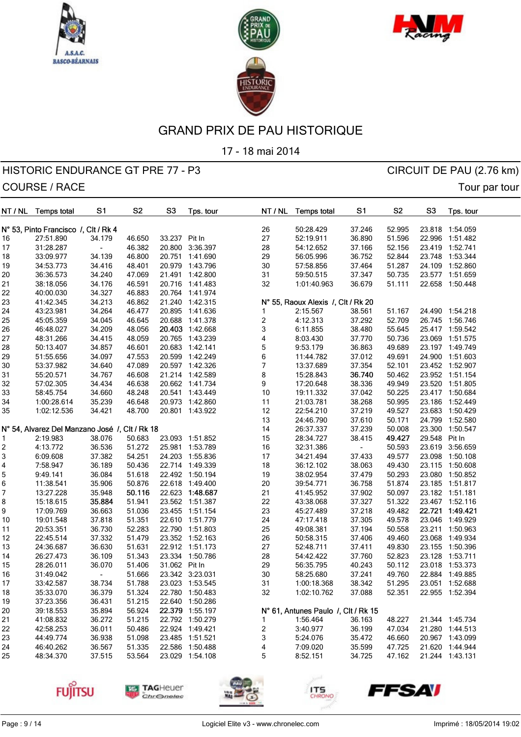# GRAND PRIX DE PAU HISTORIQUE

17 - 18 mai 2014

## HISTORIC ENDURANCE GT PRE 77 - P3

CIRCUIT DE PAU (2.76 km)

COURSE / RACE

Tour par tour

| NT / NL | Temps total | S1 | S2 | S3 | Tps. tour |
|---|---|---|---|---|---|
| **N° 53, Pinto Francisco / , Clt / Rk 4** | | | | | |
| 16 | 27:51.890 | 34.179 | 46.650 | 33.237 | Pit In |
| 17 | 31:28.287 | - | 46.382 | 20.800 | 3:36.397 |
| 18 | 33:09.977 | 34.139 | 46.800 | 20.751 | 1:41.690 |
| 19 | 34:53.773 | 34.416 | 46.401 | 20.979 | 1:43.796 |
| 20 | 36:36.573 | 34.240 | 47.069 | 21.491 | 1:42.800 |
| 21 | 38:18.056 | 34.176 | 46.591 | 20.716 | 1:41.483 |
| 22 | 40:00.030 | 34.327 | 46.883 | 20.764 | 1:41.974 |
| 23 | 41:42.345 | 34.213 | 46.862 | 21.240 | 1:42.315 |
| 24 | 43:23.981 | 34.264 | 46.477 | 20.895 | 1:41.636 |
| 25 | 45:05.359 | 34.045 | 46.645 | 20.688 | 1:41.378 |
| 26 | 46:48.027 | 34.209 | 48.056 | **20.403** | 1:42.668 |
| 27 | 48:31.266 | 34.415 | 48.059 | 20.765 | 1:43.239 |
| 28 | 50:13.407 | 34.857 | 46.601 | 20.683 | 1:42.141 |
| 29 | 51:55.656 | 34.097 | 47.553 | 20.599 | 1:42.249 |
| 30 | 53:37.982 | 34.640 | 47.089 | 20.597 | 1:42.326 |
| 31 | 55:20.571 | 34.767 | 46.608 | 21.214 | 1:42.589 |
| 32 | 57:02.305 | 34.434 | 46.638 | 20.662 | 1:41.734 |
| 33 | 58:45.754 | 34.660 | 48.248 | 20.541 | 1:43.449 |
| 34 | 1:00:28.614 | 35.239 | 46.648 | 20.973 | 1:42.860 |
| 35 | 1:02:12.536 | 34.421 | 48.700 | 20.801 | 1:43.922 |
| **N° 54, Alvarez Del Manzano José / , Clt / Rk 18** | | | | | |
| 1 | 2:19.983 | 38.076 | 50.683 | 23.093 | 1:51.852 |
| 2 | 4:13.772 | 36.536 | 51.272 | 25.981 | 1:53.789 |
| 3 | 6:09.608 | 37.382 | 54.251 | 24.203 | 1:55.836 |
| 4 | 7:58.947 | 36.189 | 50.436 | 22.714 | 1:49.339 |
| 5 | 9:49.141 | 36.084 | 51.618 | 22.492 | 1:50.194 |
| 6 | 11:38.541 | 35.906 | 50.876 | 22.618 | 1:49.400 |
| 7 | 13:27.228 | 35.948 | **50.116** | 22.623 | **1:48.687** |
| 8 | 15:18.615 | **35.884** | 51.941 | 23.562 | 1:51.387 |
| 9 | 17:09.769 | 36.663 | 51.036 | 23.455 | 1:51.154 |
| 10 | 19:01.548 | 37.818 | 51.351 | 22.610 | 1:51.779 |
| 11 | 20:53.351 | 36.730 | 52.283 | 22.790 | 1:51.803 |
| 12 | 22:45.514 | 37.332 | 51.479 | 23.352 | 1:52.163 |
| 13 | 24:36.687 | 36.630 | 51.631 | 22.912 | 1:51.173 |
| 14 | 26:27.473 | 36.109 | 51.343 | 23.334 | 1:50.786 |
| 15 | 28:26.011 | 36.070 | 51.406 | 31.062 | Pit In |
| 16 | 31:49.042 | - | 51.666 | 23.342 | 3:23.031 |
| 17 | 33:42.587 | 38.734 | 51.788 | 23.023 | 1:53.545 |
| 18 | 35:33.070 | 36.379 | 51.324 | 22.780 | 1:50.483 |
| 19 | 37:23.356 | 36.431 | 51.215 | 22.640 | 1:50.286 |
| 20 | 39:18.553 | 35.894 | 56.924 | **22.379** | 1:55.197 |
| 21 | 41:08.832 | 36.272 | 51.215 | 22.792 | 1:50.279 |
| 22 | 42:58.253 | 36.011 | 50.486 | 22.924 | 1:49.421 |
| 23 | 44:49.774 | 36.938 | 51.098 | 23.485 | 1:51.521 |
| 24 | 46:40.262 | 36.567 | 51.335 | 22.586 | 1:50.488 |
| 25 | 48:34.370 | 37.515 | 53.564 | 23.029 | 1:54.108 |
| 26 | 50:28.429 | 37.246 | 52.995 | 23.818 | 1:54.059 |
| 27 | 52:19.911 | 36.890 | 51.596 | 22.996 | 1:51.482 |
| 28 | 54:12.652 | 37.166 | 52.156 | 23.419 | 1:52.741 |
| 29 | 56:05.996 | 36.752 | 52.844 | 23.748 | 1:53.344 |
| 30 | 57:58.856 | 37.464 | 51.287 | 24.109 | 1:52.860 |
| 31 | 59:50.515 | 37.347 | 50.735 | 23.577 | 1:51.659 |
| 32 | 1:01:40.963 | 36.679 | 51.111 | 22.658 | 1:50.448 |
| **N° 55, Raoux Alexis / , Clt / Rk 20** | | | | | |
| 1 | 2:15.567 | 38.561 | 51.167 | 24.490 | 1:54.218 |
| 2 | 4:12.313 | 37.292 | 52.709 | 26.745 | 1:56.746 |
| 3 | 6:11.855 | 38.480 | 55.645 | 25.417 | 1:59.542 |
| 4 | 8:03.430 | 37.770 | 50.736 | 23.069 | 1:51.575 |
| 5 | 9:53.179 | 36.863 | 49.689 | 23.197 | 1:49.749 |
| 6 | 11:44.782 | 37.012 | 49.691 | 24.900 | 1:51.603 |
| 7 | 13:37.689 | 37.354 | 52.101 | 23.452 | 1:52.907 |
| 8 | 15:28.843 | **36.740** | 50.462 | 23.952 | 1:51.154 |
| 9 | 17:20.648 | 38.336 | 49.949 | 23.520 | 1:51.805 |
| 10 | 19:11.332 | 37.042 | 50.225 | 23.417 | 1:50.684 |
| 11 | 21:03.781 | 38.268 | 50.995 | 23.186 | 1:52.449 |
| 12 | 22:54.210 | 37.219 | 49.527 | 23.683 | 1:50.429 |
| 13 | 24:46.790 | 37.610 | 50.171 | 24.799 | 1:52.580 |
| 14 | 26:37.337 | 37.239 | 50.008 | 23.300 | 1:50.547 |
| 15 | 28:34.727 | 38.415 | **49.427** | 29.548 | Pit In |
| 16 | 32:31.386 | - | 50.593 | 23.619 | 3:56.659 |
| 17 | 34:21.494 | 37.433 | 49.577 | 23.098 | 1:50.108 |
| 18 | 36:12.102 | 38.063 | 49.430 | 23.115 | 1:50.608 |
| 19 | 38:02.954 | 37.479 | 50.293 | 23.080 | 1:50.852 |
| 20 | 39:54.771 | 36.758 | 51.874 | 23.185 | 1:51.817 |
| 21 | 41:45.952 | 37.902 | 50.097 | 23.182 | 1:51.181 |
| 22 | 43:38.068 | 37.327 | 51.322 | 23.467 | 1:52.116 |
| 23 | 45:27.489 | 37.218 | 49.482 | **22.721** | **1:49.421** |
| 24 | 47:17.418 | 37.305 | 49.578 | 23.046 | 1:49.929 |
| 25 | 49:08.381 | 37.194 | 50.558 | 23.211 | 1:50.963 |
| 26 | 50:58.315 | 37.406 | 49.460 | 23.068 | 1:49.934 |
| 27 | 52:48.711 | 37.411 | 49.830 | 23.155 | 1:50.396 |
| 28 | 54:42.422 | 37.760 | 52.823 | 23.128 | 1:53.711 |
| 29 | 56:35.795 | 40.243 | 50.112 | 23.018 | 1:53.373 |
| 30 | 58:25.680 | 37.241 | 49.760 | 22.884 | 1:49.885 |
| 31 | 1:00:18.368 | 38.342 | 51.295 | 23.051 | 1:52.688 |
| 32 | 1:02:10.762 | 37.088 | 52.351 | 22.955 | 1:52.394 |
| **N° 61, Antunes Paulo / , Clt / Rk 15** | | | | | |
| 1 | 1:56.464 | 36.163 | 48.227 | 21.344 | 1:45.734 |
| 2 | 3:40.977 | 36.199 | 47.034 | 21.280 | 1:44.513 |
| 3 | 5:24.076 | 35.472 | 46.660 | 20.967 | 1:43.099 |
| 4 | 7:09.020 | 35.599 | 47.725 | 21.620 | 1:44.944 |
| 5 | 8:52.151 | 34.725 | 47.162 | 21.244 | 1:43.131 |

Logiciel Elite v3 - www.chronelec.com

Imprimé : 18/05/2014 19:02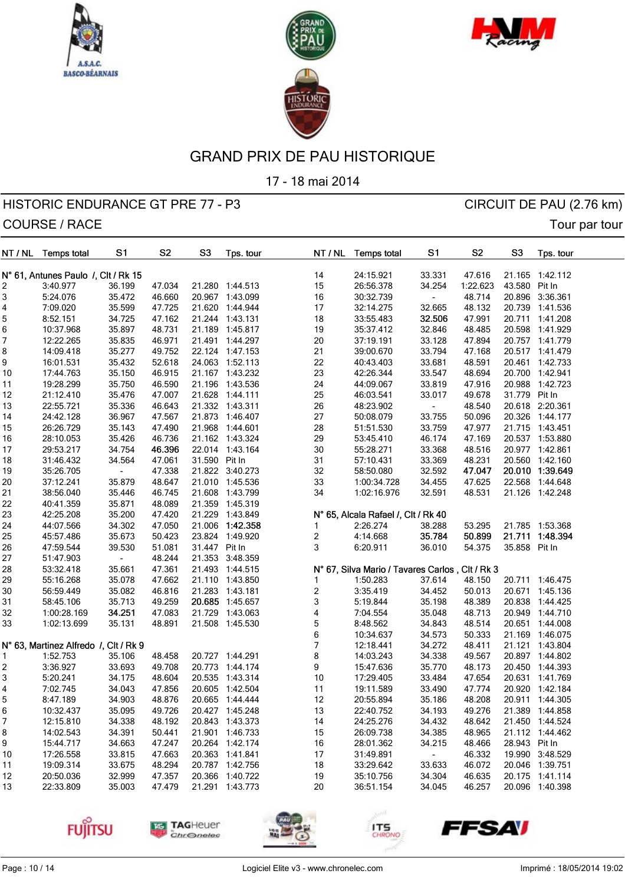# GRAND PRIX DE PAU HISTORIQUE

17 - 18 mai 2014

## HISTORIC ENDURANCE GT PRE 77 - P3

CIRCUIT DE PAU (2.76 km)

COURSE / RACE

Tour par tour

### N° 61, Antunes Paulo /, Clt / Rk 15

| NT / NL | Temps total | S1 | S2 | S3 | Tps. tour |
|---|---|---|---|---|---|
| 2 | 3:40.977 | 36.199 | 47.034 | 21.280 | 1:44.513 |
| 3 | 5:24.076 | 35.472 | 46.660 | 20.967 | 1:43.099 |
| 4 | 7:09.020 | 35.599 | 47.725 | 21.620 | 1:44.944 |
| 5 | 8:52.151 | 34.725 | 47.162 | 21.244 | 1:43.131 |
| 6 | 10:37.968 | 35.897 | 48.731 | 21.189 | 1:45.817 |
| 7 | 12:22.265 | 35.835 | 46.971 | 21.491 | 1:44.297 |
| 8 | 14:09.418 | 35.277 | 49.752 | 22.124 | 1:47.153 |
| 9 | 16:01.531 | 35.432 | 52.618 | 24.063 | 1:52.113 |
| 10 | 17:44.763 | 35.150 | 46.915 | 21.167 | 1:43.232 |
| 11 | 19:28.299 | 35.750 | 46.590 | 21.196 | 1:43.536 |
| 12 | 21:12.410 | 35.476 | 47.007 | 21.628 | 1:44.111 |
| 13 | 22:55.721 | 35.336 | 46.643 | 21.332 | 1:43.311 |
| 14 | 24:42.128 | 36.967 | 47.567 | 21.873 | 1:46.407 |
| 15 | 26:26.729 | 35.143 | 47.490 | 21.968 | 1:44.601 |
| 16 | 28:10.053 | 35.426 | 46.736 | 21.162 | 1:43.324 |
| 17 | 29:53.217 | 34.754 | 47.061 | 22.014 | 1:43.164 |
| 18 | 31:46.432 | 34.564 | 47.061 | 31.590 | Pit In |
| 19 | 35:26.705 | - | 47.338 | 21.822 | 3:40.273 |
| 20 | 37:12.241 | 35.879 | 48.647 | 21.010 | 1:45.536 |
| 21 | 38:56.040 | 35.446 | 46.745 | 21.608 | 1:43.799 |
| 22 | 40:41.359 | 35.871 | 48.089 | 21.359 | 1:45.319 |
| 23 | 42:25.208 | 35.200 | 47.420 | 21.229 | 1:43.849 |
| 24 | 44:07.566 | 34.302 | 47.050 | 21.006 | **1:42.358** |
| 25 | 45:57.486 | 35.673 | 50.423 | 23.824 | 1:49.920 |
| 26 | 47:59.544 | 39.530 | 51.081 | 31.447 | Pit In |
| 27 | 51:47.903 | - | 48.244 | 21.353 | 3:48.359 |
| 28 | 53:32.418 | 35.661 | 47.361 | 21.493 | 1:44.515 |
| 29 | 55:16.268 | 35.078 | 47.662 | 21.110 | 1:43.850 |
| 30 | 56:59.449 | 35.082 | 46.816 | 21.283 | 1:43.181 |
| 31 | 58:45.106 | 35.713 | 49.259 | **20.685** | 1:45.657 |
| 32 | 1:00:28.169 | **34.251** | 47.083 | 21.729 | 1:43.063 |
| 33 | 1:02:13.699 | 35.131 | 48.891 | 21.508 | 1:45.530 |

(Best S2: **46.396**)

### N° 63, Martinez Alfredo /, Clt / Rk 9

| NT / NL | Temps total | S1 | S2 | S3 | Tps. tour |
|---|---|---|---|---|---|
| 1 | 1:52.753 | 35.106 | 48.458 | 20.727 | 1:44.291 |
| 2 | 3:36.927 | 33.693 | 49.708 | 20.773 | 1:44.174 |
| 3 | 5:20.241 | 34.175 | 48.604 | 20.535 | 1:43.314 |
| 4 | 7:02.745 | 34.043 | 47.856 | 20.605 | 1:42.504 |
| 5 | 8:47.189 | 34.903 | 48.876 | 20.665 | 1:44.444 |
| 6 | 10:32.437 | 35.095 | 49.726 | 20.427 | 1:45.248 |
| 7 | 12:15.810 | 34.338 | 48.192 | 20.843 | 1:43.373 |
| 8 | 14:02.543 | 34.391 | 50.441 | 21.901 | 1:46.733 |
| 9 | 15:44.717 | 34.663 | 47.247 | 20.264 | 1:42.174 |
| 10 | 17:26.558 | 33.815 | 47.663 | 20.363 | 1:41.841 |
| 11 | 19:09.314 | 33.675 | 48.294 | 20.787 | 1:42.756 |
| 12 | 20:50.036 | 32.999 | 47.357 | 20.366 | 1:40.722 |
| 13 | 22:33.809 | 35.003 | 47.479 | 21.291 | 1:43.773 |
| 14 | 24:15.921 | 33.331 | 47.616 | 21.165 | 1:42.112 |
| 15 | 26:56.378 | 34.254 | 1:22.623 | 43.580 | Pit In |
| 16 | 30:32.739 | - | 48.714 | 20.896 | 3:36.361 |
| 17 | 32:14.275 | 32.665 | 48.132 | 20.739 | 1:41.536 |
| 18 | 33:55.483 | **32.506** | 47.991 | 20.711 | 1:41.208 |
| 19 | 35:37.412 | 32.846 | 48.485 | 20.598 | 1:41.929 |
| 20 | 37:19.191 | 33.128 | 47.894 | 20.757 | 1:41.779 |
| 21 | 39:00.670 | 33.794 | 47.168 | 20.517 | 1:41.479 |
| 22 | 40:43.403 | 33.681 | 48.591 | 20.461 | 1:42.733 |
| 23 | 42:26.344 | 33.547 | 48.694 | 20.700 | 1:42.941 |
| 24 | 44:09.067 | 33.819 | 47.916 | 20.988 | 1:42.723 |
| 25 | 46:03.541 | 33.017 | 49.678 | 31.779 | Pit In |
| 26 | 48:23.902 | - | 48.540 | 20.618 | 2:20.361 |
| 27 | 50:08.079 | 33.755 | 50.096 | 20.326 | 1:44.177 |
| 28 | 51:51.530 | 33.759 | 47.977 | 21.715 | 1:43.451 |
| 29 | 53:45.410 | 46.174 | 47.169 | 20.537 | 1:53.880 |
| 30 | 55:28.271 | 33.368 | 48.516 | 20.977 | 1:42.861 |
| 31 | 57:10.431 | 33.369 | 48.231 | 20.560 | 1:42.160 |
| 32 | 58:50.080 | 32.592 | **47.047** | **20.010** | **1:39.649** |
| 33 | 1:00:34.728 | 34.455 | 47.625 | 22.568 | 1:44.648 |
| 34 | 1:02:16.976 | 32.591 | 48.531 | 21.126 | 1:42.248 |

### N° 65, Alcala Rafael /, Clt / Rk 40

| NT / NL | Temps total | S1 | S2 | S3 | Tps. tour |
|---|---|---|---|---|---|
| 1 | 2:26.274 | 38.288 | 53.295 | 21.785 | 1:53.368 |
| 2 | 4:14.668 | **35.784** | **50.899** | **21.711** | **1:48.394** |
| 3 | 6:20.911 | 36.010 | 54.375 | 35.858 | Pit In |

### N° 67, Silva Mario / Tavares Carlos , Clt / Rk 3

| NT / NL | Temps total | S1 | S2 | S3 | Tps. tour |
|---|---|---|---|---|---|
| 1 | 1:50.283 | 37.614 | 48.150 | 20.711 | 1:46.475 |
| 2 | 3:35.419 | 34.452 | 50.013 | 20.671 | 1:45.136 |
| 3 | 5:19.844 | 35.198 | 48.389 | 20.838 | 1:44.425 |
| 4 | 7:04.554 | 35.048 | 48.713 | 20.949 | 1:44.710 |
| 5 | 8:48.562 | 34.843 | 48.514 | 20.651 | 1:44.008 |
| 6 | 10:34.637 | 34.573 | 50.333 | 21.169 | 1:46.075 |
| 7 | 12:18.441 | 34.272 | 48.411 | 21.121 | 1:43.804 |
| 8 | 14:03.243 | 34.338 | 49.567 | 20.897 | 1:44.802 |
| 9 | 15:47.636 | 35.770 | 48.173 | 20.450 | 1:44.393 |
| 10 | 17:29.405 | 33.484 | 47.654 | 20.631 | 1:41.769 |
| 11 | 19:11.589 | 33.490 | 47.774 | 20.920 | 1:42.184 |
| 12 | 20:55.894 | 35.186 | 48.208 | 20.911 | 1:44.305 |
| 13 | 22:40.752 | 34.193 | 49.276 | 21.389 | 1:44.858 |
| 14 | 24:25.276 | 34.432 | 48.642 | 21.450 | 1:44.524 |
| 15 | 26:09.738 | 34.385 | 48.965 | 21.112 | 1:44.462 |
| 16 | 28:01.362 | 34.215 | 48.466 | 28.943 | Pit In |
| 17 | 31:49.891 | - | 46.332 | 19.990 | 3:48.529 |
| 18 | 33:29.642 | 33.633 | 46.072 | 20.046 | 1:39.751 |
| 19 | 35:10.756 | 34.304 | 46.635 | 20.175 | 1:41.114 |
| 20 | 36:51.154 | 34.045 | 46.257 | 20.096 | 1:40.398 |

Logiciel Elite v3 - www.chronelec.com

Imprimé : 18/05/2014 19:02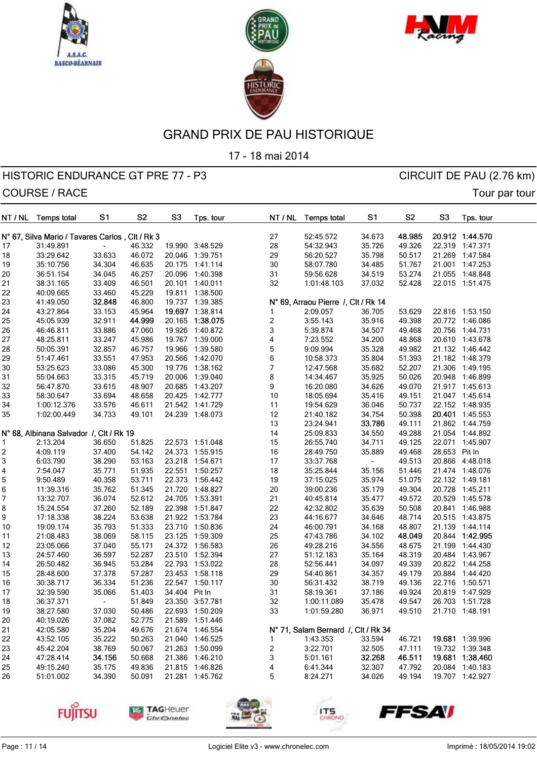# GRAND PRIX DE PAU HISTORIQUE

17 - 18 mai 2014

## HISTORIC ENDURANCE GT PRE 77 - P3

CIRCUIT DE PAU (2.76 km)

COURSE / RACE

Tour par tour

**N° 67, Silva Mario / Tavares Carlos , Clt / Rk 3**

| NT / NL | Temps total | S1 | S2 | S3 | Tps. tour |
|---|---|---|---|---|---|
| 17 | 31:49.891 | - | 46.332 | 19.990 | 3:48.529 |
| 18 | 33:29.642 | 33.633 | 46.072 | 20.046 | 1:39.751 |
| 19 | 35:10.756 | 34.304 | 46.635 | 20.175 | 1:41.114 |
| 20 | 36:51.154 | 34.045 | 46.257 | 20.096 | 1:40.398 |
| 21 | 38:31.165 | 33.409 | 46.501 | 20.101 | 1:40.011 |
| 22 | 40:09.665 | 33.460 | 45.229 | 19.811 | 1:38.500 |
| 23 | 41:49.050 | **32.848** | 46.800 | 19.737 | 1:39.385 |
| 24 | 43:27.864 | 33.153 | 45.964 | **19.697** | 1:38.814 |
| 25 | 45:05.939 | 32.911 | **44.999** | 20.165 | **1:38.075** |
| 26 | 46:46.811 | 33.886 | 47.060 | 19.926 | 1:40.872 |
| 27 | 48:25.811 | 33.247 | 45.986 | 19.767 | 1:39.000 |
| 28 | 50:05.391 | 32.857 | 46.757 | 19.966 | 1:39.580 |
| 29 | 51:47.461 | 33.551 | 47.953 | 20.566 | 1:42.070 |
| 30 | 53:25.623 | 33.086 | 45.300 | 19.776 | 1:38.162 |
| 31 | 55:04.663 | 33.315 | 45.719 | 20.006 | 1:39.040 |
| 32 | 56:47.870 | 33.615 | 48.907 | 20.685 | 1:43.207 |
| 33 | 58:30.647 | 33.694 | 48.658 | 20.425 | 1:42.777 |
| 34 | 1:00:12.376 | 33.576 | 46.611 | 21.542 | 1:41.729 |
| 35 | 1:02:00.449 | 34.733 | 49.101 | 24.239 | 1:48.073 |

**N° 68, Albinana Salvador /, Clt / Rk 19**

| NT / NL | Temps total | S1 | S2 | S3 | Tps. tour |
|---|---|---|---|---|---|
| 1 | 2:13.204 | 36.650 | 51.825 | 22.573 | 1:51.048 |
| 2 | 4:09.119 | 37.400 | 54.142 | 24.373 | 1:55.915 |
| 3 | 6:03.790 | 38.290 | 53.163 | 23.218 | 1:54.671 |
| 4 | 7:54.047 | 35.771 | 51.935 | 22.551 | 1:50.257 |
| 5 | 9:50.489 | 40.358 | 53.711 | 22.373 | 1:56.442 |
| 6 | 11:39.316 | 35.762 | 51.345 | 21.720 | 1:48.827 |
| 7 | 13:32.707 | 36.074 | 52.612 | 24.705 | 1:53.391 |
| 8 | 15:24.554 | 37.260 | 52.189 | 22.398 | 1:51.847 |
| 9 | 17:18.338 | 38.224 | 53.638 | 21.922 | 1:53.784 |
| 10 | 19:09.174 | 35.793 | 51.333 | 23.710 | 1:50.836 |
| 11 | 21:08.483 | 38.069 | 58.115 | 23.125 | 1:59.309 |
| 12 | 23:05.066 | 37.040 | 55.171 | 24.372 | 1:56.583 |
| 13 | 24:57.460 | 36.597 | 52.287 | 23.510 | 1:52.394 |
| 14 | 26:50.482 | 36.945 | 53.284 | 22.793 | 1:53.022 |
| 15 | 28:48.600 | 37.378 | 57.287 | 23.453 | 1:58.118 |
| 16 | 30:38.717 | 36.334 | 51.236 | 22.547 | 1:50.117 |
| 17 | 32:39.590 | 35.066 | 51.403 | 34.404 | Pit In |
| 18 | 36:37.371 | - | 51.849 | 23.350 | 3:57.781 |
| 19 | 38:27.580 | 37.030 | 50.486 | 22.693 | 1:50.209 |
| 20 | 40:19.026 | 37.082 | 52.775 | 21.589 | 1:51.446 |
| 21 | 42:05.580 | 35.204 | 49.676 | 21.674 | 1:46.554 |
| 22 | 43:52.105 | 35.222 | 50.263 | 21.040 | 1:46.525 |
| 23 | 45:42.204 | 38.769 | 50.067 | 21.263 | 1:50.099 |
| 24 | 47:28.414 | **34.156** | 50.668 | 21.386 | 1:46.210 |
| 25 | 49:15.240 | 35.175 | 49.836 | 21.815 | 1:46.826 |
| 26 | 51:01.002 | 34.390 | 50.091 | 21.281 | 1:45.762 |
| 27 | 52:45.572 | 34.673 | **48.985** | **20.912** | **1:44.570** |
| 28 | 54:32.943 | 35.726 | 49.326 | 22.319 | 1:47.371 |
| 29 | 56:20.527 | 35.798 | 50.517 | 21.269 | 1:47.584 |
| 30 | 58:07.780 | 34.485 | 51.767 | 21.001 | 1:47.253 |
| 31 | 59:56.628 | 34.519 | 53.274 | 21.055 | 1:48.848 |
| 32 | 1:01:48.103 | 37.032 | 52.428 | 22.015 | 1:51.475 |

**N° 69, Arraou Pierre /, Clt / Rk 14**

| NT / NL | Temps total | S1 | S2 | S3 | Tps. tour |
|---|---|---|---|---|---|
| 1 | 2:09.057 | 36.705 | 53.629 | 22.816 | 1:53.150 |
| 2 | 3:55.143 | 35.916 | 49.398 | 20.772 | 1:46.086 |
| 3 | 5:39.874 | 34.507 | 49.468 | 20.756 | 1:44.731 |
| 4 | 7:23.552 | 34.200 | 48.868 | 20.610 | 1:43.678 |
| 5 | 9:09.994 | 35.328 | 49.982 | 21.132 | 1:46.442 |
| 6 | 10:58.373 | 35.804 | 51.393 | 21.182 | 1:48.379 |
| 7 | 12:47.568 | 35.682 | 52.207 | 21.306 | 1:49.195 |
| 8 | 14:34.467 | 35.925 | 50.026 | 20.948 | 1:46.899 |
| 9 | 16:20.080 | 34.626 | 49.070 | 21.917 | 1:45.613 |
| 10 | 18:05.694 | 35.416 | 49.151 | 21.047 | 1:45.614 |
| 11 | 19:54.629 | 36.046 | 50.737 | 22.152 | 1:48.935 |
| 12 | 21:40.182 | 34.754 | 50.398 | **20.401** | 1:45.553 |
| 13 | 23:24.941 | **33.786** | 49.111 | 21.862 | 1:44.759 |
| 14 | 25:09.833 | 34.550 | 49.288 | 21.054 | 1:44.892 |
| 15 | 26:55.740 | 34.711 | 49.125 | 22.071 | 1:45.907 |
| 16 | 28:49.750 | 35.889 | 49.468 | 28.653 | Pit In |
| 17 | 33:37.768 | - | 49.513 | 20.866 | 4:48.018 |
| 18 | 35:25.844 | 35.156 | 51.446 | 21.474 | 1:48.076 |
| 19 | 37:15.025 | 35.974 | 51.075 | 22.132 | 1:49.181 |
| 20 | 39:00.236 | 35.179 | 49.304 | 20.728 | 1:45.211 |
| 21 | 40:45.814 | 35.477 | 49.572 | 20.529 | 1:45.578 |
| 22 | 42:32.802 | 35.639 | 50.508 | 20.841 | 1:46.988 |
| 23 | 44:16.677 | 34.646 | 48.714 | 20.515 | 1:43.875 |
| 24 | 46:00.791 | 34.168 | 48.807 | 21.139 | 1:44.114 |
| 25 | 47:43.786 | 34.102 | **48.049** | 20.844 | **1:42.995** |
| 26 | 49:28.216 | 34.556 | 48.675 | 21.199 | 1:44.430 |
| 27 | 51:12.183 | 35.164 | 48.319 | 20.484 | 1:43.967 |
| 28 | 52:56.441 | 34.097 | 49.339 | 20.822 | 1:44.258 |
| 29 | 54:40.861 | 34.357 | 49.179 | 20.884 | 1:44.420 |
| 30 | 56:31.432 | 38.719 | 49.136 | 22.716 | 1:50.571 |
| 31 | 58:19.361 | 37.186 | 49.924 | 20.819 | 1:47.929 |
| 32 | 1:00:11.089 | 35.478 | 49.547 | 26.703 | 1:51.728 |
| 33 | 1:01:59.280 | 36.971 | 49.510 | 21.710 | 1:48.191 |

**N° 71, Salam Bernard /, Clt / Rk 34**

| NT / NL | Temps total | S1 | S2 | S3 | Tps. tour |
|---|---|---|---|---|---|
| 1 | 1:43.353 | 33.594 | 46.721 | **19.681** | 1:39.996 |
| 2 | 3:22.701 | 32.505 | 47.111 | 19.732 | 1:39.348 |
| 3 | 5:01.161 | **32.268** | **46.511** | **19.681** | **1:38.460** |
| 4 | 6:41.344 | 32.307 | 47.792 | 20.084 | 1:40.183 |
| 5 | 8:24.271 | 34.026 | 49.194 | 19.707 | 1:42.927 |

Logiciel Elite v3 - www.chronelec.com

Imprimé : 18/05/2014 19:02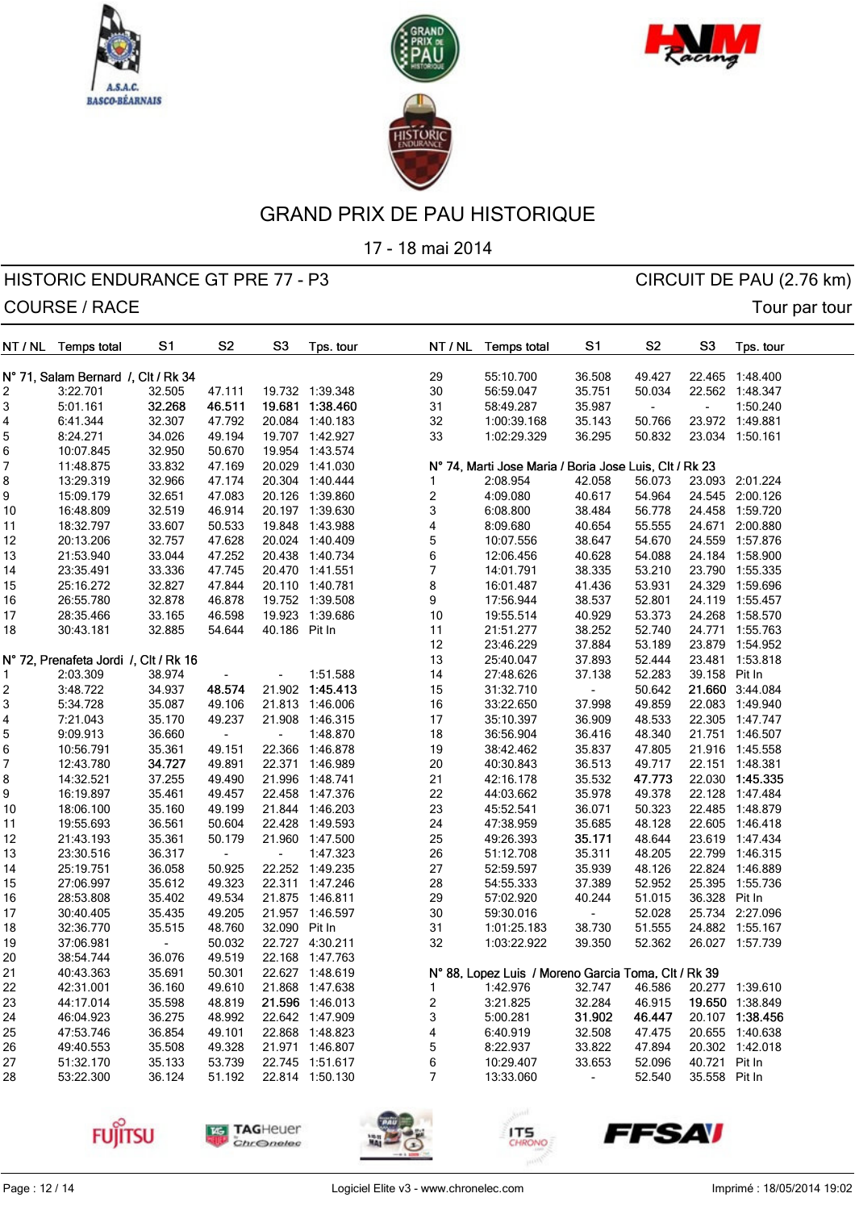# GRAND PRIX DE PAU HISTORIQUE

17 - 18 mai 2014

## HISTORIC ENDURANCE GT PRE 77 - P3

CIRCUIT DE PAU (2.76 km)

COURSE / RACE

Tour par tour

### N° 71, Salam Bernard /, Clt / Rk 34

| NT / NL | Temps total | S1 | S2 | S3 | Tps. tour |
|---|---|---|---|---|---|
| 2 | 3:22.701 | 32.505 | 47.111 | 19.732 | 1:39.348 |
| 3 | 5:01.161 | **32.268** | **46.511** | **19.681** | **1:38.460** |
| 4 | 6:41.344 | 32.307 | 47.792 | 20.084 | 1:40.183 |
| 5 | 8:24.271 | 34.026 | 49.194 | 19.707 | 1:42.927 |
| 6 | 10:07.845 | 32.950 | 50.670 | 19.954 | 1:43.574 |
| 7 | 11:48.875 | 33.832 | 47.169 | 20.029 | 1:41.030 |
| 8 | 13:29.319 | 32.966 | 47.174 | 20.304 | 1:40.444 |
| 9 | 15:09.179 | 32.651 | 47.083 | 20.126 | 1:39.860 |
| 10 | 16:48.809 | 32.519 | 46.914 | 20.197 | 1:39.630 |
| 11 | 18:32.797 | 33.607 | 50.533 | 19.848 | 1:43.988 |
| 12 | 20:13.206 | 32.757 | 47.628 | 20.024 | 1:40.409 |
| 13 | 21:53.940 | 33.044 | 47.252 | 20.438 | 1:40.734 |
| 14 | 23:35.491 | 33.336 | 47.745 | 20.470 | 1:41.551 |
| 15 | 25:16.272 | 32.827 | 47.844 | 20.110 | 1:40.781 |
| 16 | 26:55.780 | 32.878 | 46.878 | 19.752 | 1:39.508 |
| 17 | 28:35.466 | 33.165 | 46.598 | 19.923 | 1:39.686 |
| 18 | 30:43.181 | 32.885 | 54.644 | 40.186 | Pit In |

### N° 72, Prenafeta Jordi /, Clt / Rk 16

| NT / NL | Temps total | S1 | S2 | S3 | Tps. tour |
|---|---|---|---|---|---|
| 1 | 2:03.309 | 38.974 | - | - | 1:51.588 |
| 2 | 3:48.722 | 34.937 | **48.574** | 21.902 | **1:45.413** |
| 3 | 5:34.728 | 35.087 | 49.106 | 21.813 | 1:46.006 |
| 4 | 7:21.043 | 35.170 | 49.237 | 21.908 | 1:46.315 |
| 5 | 9:09.913 | 36.660 | - | - | 1:48.870 |
| 6 | 10:56.791 | 35.361 | 49.151 | 22.366 | 1:46.878 |
| 7 | 12:43.780 | **34.727** | 49.891 | 22.371 | 1:46.989 |
| 8 | 14:32.521 | 37.255 | 49.490 | 21.996 | 1:48.741 |
| 9 | 16:19.897 | 35.461 | 49.457 | 22.458 | 1:47.376 |
| 10 | 18:06.100 | 35.160 | 49.199 | 21.844 | 1:46.203 |
| 11 | 19:55.693 | 36.561 | 50.604 | 22.428 | 1:49.593 |
| 12 | 21:43.193 | 35.361 | 50.179 | 21.960 | 1:47.500 |
| 13 | 23:30.516 | 36.317 | - | - | 1:47.323 |
| 14 | 25:19.751 | 36.058 | 50.925 | 22.252 | 1:49.235 |
| 15 | 27:06.997 | 35.612 | 49.323 | 22.311 | 1:47.246 |
| 16 | 28:53.808 | 35.402 | 49.534 | 21.875 | 1:46.811 |
| 17 | 30:40.405 | 35.435 | 49.205 | 21.957 | 1:46.597 |
| 18 | 32:36.770 | 35.515 | 48.760 | 32.090 | Pit In |
| 19 | 37:06.981 | - | 50.032 | 22.727 | 4:30.211 |
| 20 | 38:54.744 | 36.076 | 49.519 | 22.168 | 1:47.763 |
| 21 | 40:43.363 | 35.691 | 50.301 | 22.627 | 1:48.619 |
| 22 | 42:31.001 | 36.160 | 49.610 | 21.868 | 1:47.638 |
| 23 | 44:17.014 | 35.598 | 48.819 | **21.596** | 1:46.013 |
| 24 | 46:04.923 | 36.275 | 48.992 | 22.642 | 1:47.909 |
| 25 | 47:53.746 | 36.854 | 49.101 | 22.868 | 1:48.823 |
| 26 | 49:40.553 | 35.508 | 49.328 | 21.971 | 1:46.807 |
| 27 | 51:32.170 | 35.133 | 53.739 | 22.745 | 1:51.617 |
| 28 | 53:22.300 | 36.124 | 51.192 | 22.814 | 1:50.130 |
| 29 | 55:10.700 | 36.508 | 49.427 | 22.465 | 1:48.400 |
| 30 | 56:59.047 | 35.751 | 50.034 | 22.562 | 1:48.347 |
| 31 | 58:49.287 | 35.987 | - | - | 1:50.240 |
| 32 | 1:00:39.168 | 35.143 | 50.766 | 23.972 | 1:49.881 |
| 33 | 1:02:29.329 | 36.295 | 50.832 | 23.034 | 1:50.161 |

### N° 74, Marti Jose Maria / Boria Jose Luis, Clt / Rk 23

| NT / NL | Temps total | S1 | S2 | S3 | Tps. tour |
|---|---|---|---|---|---|
| 1 | 2:08.954 | 42.058 | 56.073 | 23.093 | 2:01.224 |
| 2 | 4:09.080 | 40.617 | 54.964 | 24.545 | 2:00.126 |
| 3 | 6:08.800 | 38.484 | 56.778 | 24.458 | 1:59.720 |
| 4 | 8:09.680 | 40.654 | 55.555 | 24.671 | 2:00.880 |
| 5 | 10:07.556 | 38.647 | 54.670 | 24.559 | 1:57.876 |
| 6 | 12:06.456 | 40.628 | 54.088 | 24.184 | 1:58.900 |
| 7 | 14:01.791 | 38.335 | 53.210 | 23.790 | 1:55.335 |
| 8 | 16:01.487 | 41.436 | 53.931 | 24.329 | 1:59.696 |
| 9 | 17:56.944 | 38.537 | 52.801 | 24.119 | 1:55.457 |
| 10 | 19:55.514 | 40.929 | 53.373 | 24.268 | 1:58.570 |
| 11 | 21:51.277 | 38.252 | 52.740 | 24.771 | 1:55.763 |
| 12 | 23:46.229 | 37.884 | 53.189 | 23.879 | 1:54.952 |
| 13 | 25:40.047 | 37.893 | 52.444 | 23.481 | 1:53.818 |
| 14 | 27:48.626 | 37.138 | 52.283 | 39.158 | Pit In |
| 15 | 31:32.710 | - | 50.642 | **21.660** | 3:44.084 |
| 16 | 33:22.650 | 37.998 | 49.859 | 22.083 | 1:49.940 |
| 17 | 35:10.397 | 36.909 | 48.533 | 22.305 | 1:47.747 |
| 18 | 36:56.904 | 36.416 | 48.340 | 21.751 | 1:46.507 |
| 19 | 38:42.462 | 35.837 | 47.805 | 21.916 | 1:45.558 |
| 20 | 40:30.843 | 36.513 | 49.717 | 22.151 | 1:48.381 |
| 21 | 42:16.178 | 35.532 | **47.773** | 22.030 | **1:45.335** |
| 22 | 44:03.662 | 35.978 | 49.378 | 22.128 | 1:47.484 |
| 23 | 45:52.541 | 36.071 | 50.323 | 22.485 | 1:48.879 |
| 24 | 47:38.959 | 35.685 | 48.128 | 22.605 | 1:46.418 |
| 25 | 49:26.393 | **35.171** | 48.644 | 23.619 | 1:47.434 |
| 26 | 51:12.708 | 35.311 | 48.205 | 22.799 | 1:46.315 |
| 27 | 52:59.597 | 35.939 | 48.126 | 22.824 | 1:46.889 |
| 28 | 54:55.333 | 37.389 | 52.952 | 25.395 | 1:55.736 |
| 29 | 57:02.920 | 40.244 | 51.015 | 36.328 | Pit In |
| 30 | 59:30.016 | - | 52.028 | 25.734 | 2:27.096 |
| 31 | 1:01:25.183 | 38.730 | 51.555 | 24.882 | 1:55.167 |
| 32 | 1:03:22.922 | 39.350 | 52.362 | 26.027 | 1:57.739 |

### N° 88, Lopez Luis / Moreno Garcia Toma, Clt / Rk 39

| NT / NL | Temps total | S1 | S2 | S3 | Tps. tour |
|---|---|---|---|---|---|
| 1 | 1:42.976 | 32.747 | 46.586 | 20.277 | 1:39.610 |
| 2 | 3:21.825 | 32.284 | 46.915 | **19.650** | 1:38.849 |
| 3 | 5:00.281 | **31.902** | **46.447** | 20.107 | **1:38.456** |
| 4 | 6:40.919 | 32.508 | 47.475 | 20.655 | 1:40.638 |
| 5 | 8:22.937 | 33.822 | 47.894 | 20.302 | 1:42.018 |
| 6 | 10:29.407 | 33.653 | 52.096 | 40.721 | Pit In |
| 7 | 13:33.060 | - | 52.540 | 35.558 | Pit In |

Logiciel Elite v3 - www.chronelec.com

Imprimé : 18/05/2014 19:02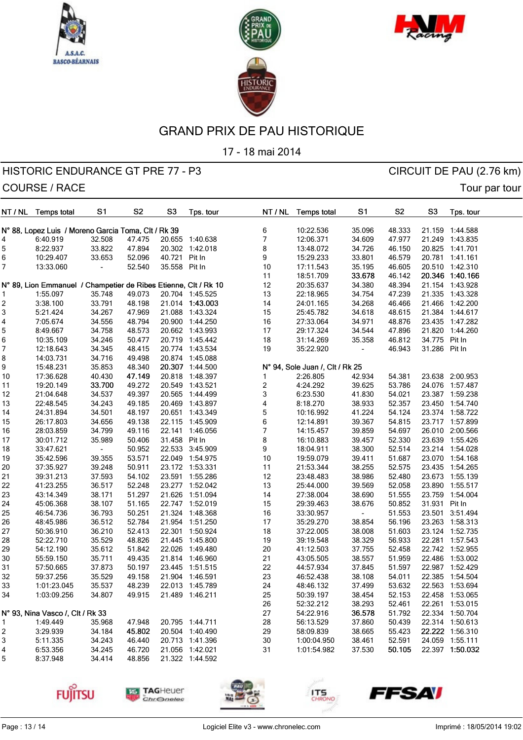# GRAND PRIX DE PAU HISTORIQUE

17 - 18 mai 2014

## HISTORIC ENDURANCE GT PRE 77 - P3

CIRCUIT DE PAU (2.76 km)

COURSE / RACE

Tour par tour

### N° 88, Lopez Luis / Moreno Garcia Toma, Clt / Rk 39

| NT / NL | Temps total | S1 | S2 | S3 | Tps. tour |
|---|---|---|---|---|---|
| 4 | 6:40.919 | 32.508 | 47.475 | 20.655 | 1:40.638 |
| 5 | 8:22.937 | 33.822 | 47.894 | 20.302 | 1:42.018 |
| 6 | 10:29.407 | 33.653 | 52.096 | 40.721 | Pit In |
| 7 | 13:33.060 | - | 52.540 | 35.558 | Pit In |

### N° 89, Lion Emmanuel / Champetier de Ribes Etienne, Clt / Rk 10

| NT / NL | Temps total | S1 | S2 | S3 | Tps. tour |
|---|---|---|---|---|---|
| 1 | 1:55.097 | 35.748 | 49.073 | 20.704 | 1:45.525 |
| 2 | 3:38.100 | 33.791 | 48.198 | 21.014 | 1:43.003 |
| 3 | 5:21.424 | 34.267 | 47.969 | 21.088 | 1:43.324 |
| 4 | 7:05.674 | 34.556 | 48.794 | 20.900 | 1:44.250 |
| 5 | 8:49.667 | 34.758 | 48.573 | 20.662 | 1:43.993 |
| 6 | 10:35.109 | 34.246 | 50.477 | 20.719 | 1:45.442 |
| 7 | 12:18.643 | 34.345 | 48.415 | 20.774 | 1:43.534 |
| 8 | 14:03.731 | 34.716 | 49.498 | 20.874 | 1:45.088 |
| 9 | 15:48.231 | 35.853 | 48.340 | 20.307 | 1:44.500 |
| 10 | 17:36.628 | 40.430 | 47.149 | 20.818 | 1:48.397 |
| 11 | 19:20.149 | 33.700 | 49.272 | 20.549 | 1:43.521 |
| 12 | 21:04.648 | 34.537 | 49.397 | 20.565 | 1:44.499 |
| 13 | 22:48.545 | 34.243 | 49.185 | 20.469 | 1:43.897 |
| 14 | 24:31.894 | 34.501 | 48.197 | 20.651 | 1:43.349 |
| 15 | 26:17.803 | 34.656 | 49.138 | 22.115 | 1:45.909 |
| 16 | 28:03.859 | 34.799 | 49.116 | 22.141 | 1:46.056 |
| 17 | 30:01.712 | 35.989 | 50.406 | 31.458 | Pit In |
| 18 | 33:47.621 | - | 50.952 | 22.533 | 3:45.909 |
| 19 | 35:42.596 | 39.355 | 53.571 | 22.049 | 1:54.975 |
| 20 | 37:35.927 | 39.248 | 50.911 | 23.172 | 1:53.331 |
| 21 | 39:31.213 | 37.593 | 54.102 | 23.591 | 1:55.286 |
| 22 | 41:23.255 | 36.517 | 52.248 | 23.277 | 1:52.042 |
| 23 | 43:14.349 | 38.171 | 51.297 | 21.626 | 1:51.094 |
| 24 | 45:06.368 | 38.107 | 51.165 | 22.747 | 1:52.019 |
| 25 | 46:54.736 | 36.793 | 50.251 | 21.324 | 1:48.368 |
| 26 | 48:45.986 | 36.512 | 52.784 | 21.954 | 1:51.250 |
| 27 | 50:36.910 | 36.210 | 52.413 | 22.301 | 1:50.924 |
| 28 | 52:22.710 | 35.529 | 48.826 | 21.445 | 1:45.800 |
| 29 | 54:12.190 | 35.612 | 51.842 | 22.026 | 1:49.480 |
| 30 | 55:59.150 | 35.711 | 49.435 | 21.814 | 1:46.960 |
| 31 | 57:50.665 | 37.873 | 50.197 | 23.445 | 1:51.515 |
| 32 | 59:37.256 | 35.529 | 49.158 | 21.904 | 1:46.591 |
| 33 | 1:01:23.045 | 35.537 | 48.239 | 22.013 | 1:45.789 |
| 34 | 1:03:09.256 | 34.807 | 49.915 | 21.489 | 1:46.211 |

### N° 93, Nina Vasco /, Clt / Rk 33

| NT / NL | Temps total | S1 | S2 | S3 | Tps. tour |
|---|---|---|---|---|---|
| 1 | 1:49.449 | 35.968 | 47.948 | 20.795 | 1:44.711 |
| 2 | 3:29.939 | 34.184 | 45.802 | 20.504 | 1:40.490 |
| 3 | 5:11.335 | 34.243 | 46.440 | 20.713 | 1:41.396 |
| 4 | 6:53.356 | 34.245 | 46.720 | 21.056 | 1:42.021 |
| 5 | 8:37.948 | 34.414 | 48.856 | 21.322 | 1:44.592 |
| 6 | 10:22.536 | 35.096 | 48.333 | 21.159 | 1:44.588 |
| 7 | 12:06.371 | 34.609 | 47.977 | 21.249 | 1:43.835 |
| 8 | 13:48.072 | 34.726 | 46.150 | 20.825 | 1:41.701 |
| 9 | 15:29.233 | 33.801 | 46.579 | 20.781 | 1:41.161 |
| 10 | 17:11.543 | 35.195 | 46.605 | 20.510 | 1:42.310 |
| 11 | 18:51.709 | 33.678 | 46.142 | 20.346 | 1:40.166 |
| 12 | 20:35.637 | 34.380 | 48.394 | 21.154 | 1:43.928 |
| 13 | 22:18.965 | 34.754 | 47.239 | 21.335 | 1:43.328 |
| 14 | 24:01.165 | 34.268 | 46.466 | 21.466 | 1:42.200 |
| 15 | 25:45.782 | 34.618 | 48.615 | 21.384 | 1:44.617 |
| 16 | 27:33.064 | 34.971 | 48.876 | 23.435 | 1:47.282 |
| 17 | 29:17.324 | 34.544 | 47.896 | 21.820 | 1:44.260 |
| 18 | 31:14.269 | 35.358 | 46.812 | 34.775 | Pit In |
| 19 | 35:22.920 | - | 46.943 | 31.286 | Pit In |

### N° 94, Sole Juan /, Clt / Rk 25

| NT / NL | Temps total | S1 | S2 | S3 | Tps. tour |
|---|---|---|---|---|---|
| 1 | 2:26.805 | 42.934 | 54.381 | 23.638 | 2:00.953 |
| 2 | 4:24.292 | 39.625 | 53.786 | 24.076 | 1:57.487 |
| 3 | 6:23.530 | 41.830 | 54.021 | 23.387 | 1:59.238 |
| 4 | 8:18.270 | 38.933 | 52.357 | 23.450 | 1:54.740 |
| 5 | 10:16.992 | 41.224 | 54.124 | 23.374 | 1:58.722 |
| 6 | 12:14.891 | 39.367 | 54.815 | 23.717 | 1:57.899 |
| 7 | 14:15.457 | 39.859 | 54.697 | 26.010 | 2:00.566 |
| 8 | 16:10.883 | 39.457 | 52.330 | 23.639 | 1:55.426 |
| 9 | 18:04.911 | 38.300 | 52.514 | 23.214 | 1:54.028 |
| 10 | 19:59.079 | 39.411 | 51.687 | 23.070 | 1:54.168 |
| 11 | 21:53.344 | 38.255 | 52.575 | 23.435 | 1:54.265 |
| 12 | 23:48.483 | 38.986 | 52.480 | 23.673 | 1:55.139 |
| 13 | 25:44.000 | 39.569 | 52.058 | 23.890 | 1:55.517 |
| 14 | 27:38.004 | 38.690 | 51.555 | 23.759 | 1:54.004 |
| 15 | 29:39.463 | 38.676 | 50.852 | 31.931 | Pit In |
| 16 | 33:30.957 | - | 51.553 | 23.501 | 3:51.494 |
| 17 | 35:29.270 | 38.854 | 56.196 | 23.263 | 1:58.313 |
| 18 | 37:22.005 | 38.008 | 51.603 | 23.124 | 1:52.735 |
| 19 | 39:19.548 | 38.329 | 56.933 | 22.281 | 1:57.543 |
| 20 | 41:12.503 | 37.755 | 52.458 | 22.742 | 1:52.955 |
| 21 | 43:05.505 | 38.557 | 51.959 | 22.486 | 1:53.002 |
| 22 | 44:57.934 | 37.845 | 51.597 | 22.987 | 1:52.429 |
| 23 | 46:52.438 | 38.108 | 54.011 | 22.385 | 1:54.504 |
| 24 | 48:46.132 | 37.499 | 53.632 | 22.563 | 1:53.694 |
| 25 | 50:39.197 | 38.454 | 52.153 | 22.458 | 1:53.065 |
| 26 | 52:32.212 | 38.293 | 52.461 | 22.261 | 1:53.015 |
| 27 | 54:22.916 | 36.578 | 51.792 | 22.334 | 1:50.704 |
| 28 | 56:13.529 | 37.860 | 50.439 | 22.314 | 1:50.613 |
| 29 | 58:09.839 | 38.665 | 55.423 | 22.222 | 1:56.310 |
| 30 | 1:00:04.950 | 38.461 | 52.591 | 24.059 | 1:55.111 |
| 31 | 1:01:54.982 | 37.530 | 50.105 | 22.397 | 1:50.032 |

Logiciel Elite v3 - www.chronelec.com

Imprimé : 18/05/2014 19:02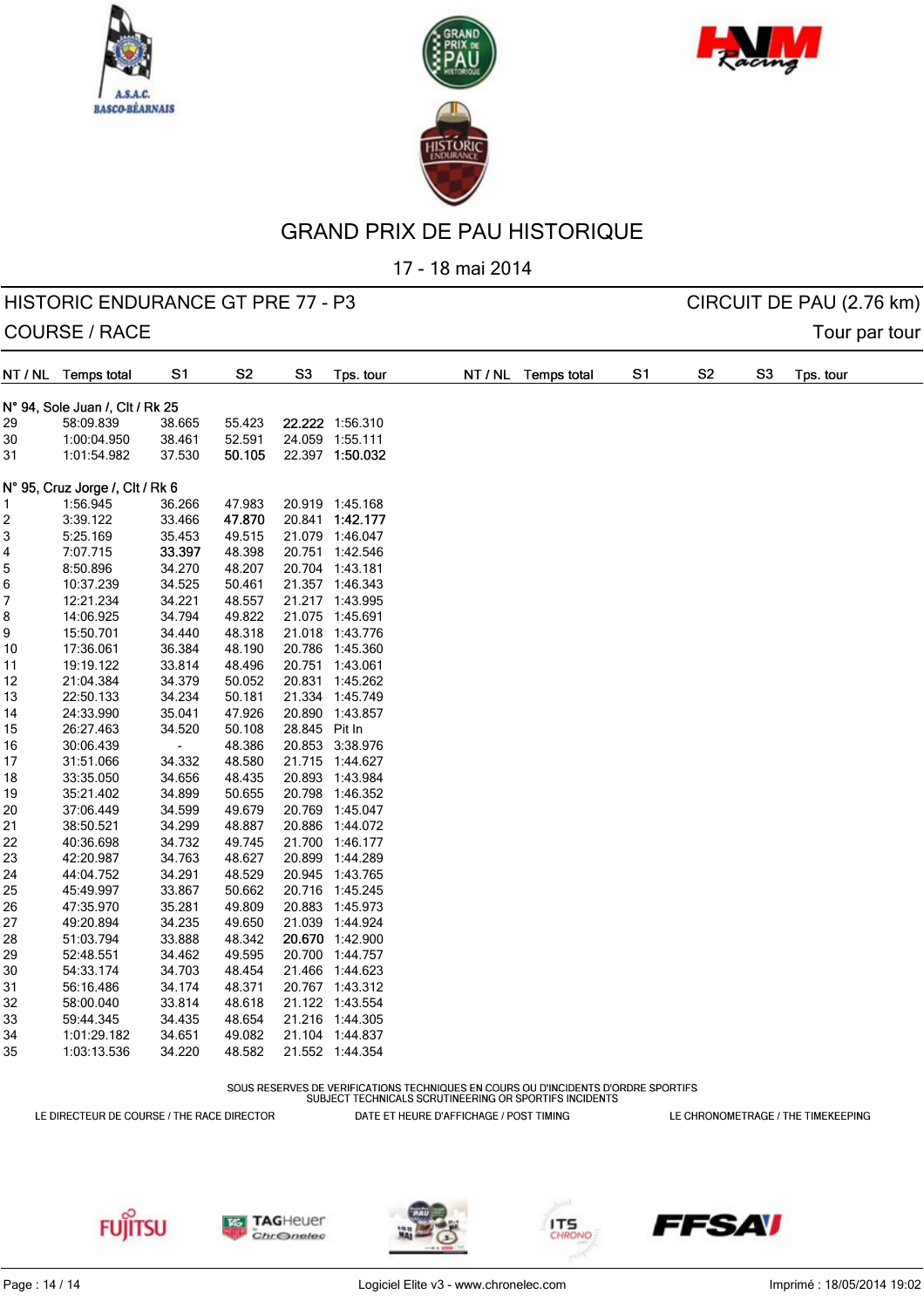# GRAND PRIX DE PAU HISTORIQUE

17 - 18 mai 2014

## HISTORIC ENDURANCE GT PRE 77 - P3 — CIRCUIT DE PAU (2.76 km)

## COURSE / RACE — Tour par tour

| NT / NL | Temps total | S1 | S2 | S3 | Tps. tour |
|---|---|---|---|---|---|
| **N° 94, Sole Juan /, Clt / Rk 25** | | | | | |
| 29 | 58:09.839 | 38.665 | 55.423 | **22.222** | 1:56.310 |
| 30 | 1:00:04.950 | 38.461 | 52.591 | 24.059 | 1:55.111 |
| 31 | 1:01:54.982 | 37.530 | **50.105** | 22.397 | **1:50.032** |
| **N° 95, Cruz Jorge /, Clt / Rk 6** | | | | | |
| 1 | 1:56.945 | 36.266 | 47.983 | 20.919 | 1:45.168 |
| 2 | 3:39.122 | 33.466 | **47.870** | 20.841 | **1:42.177** |
| 3 | 5:25.169 | 35.453 | 49.515 | 21.079 | 1:46.047 |
| 4 | 7:07.715 | **33.397** | 48.398 | 20.751 | 1:42.546 |
| 5 | 8:50.896 | 34.270 | 48.207 | 20.704 | 1:43.181 |
| 6 | 10:37.239 | 34.525 | 50.461 | 21.357 | 1:46.343 |
| 7 | 12:21.234 | 34.221 | 48.557 | 21.217 | 1:43.995 |
| 8 | 14:06.925 | 34.794 | 49.822 | 21.075 | 1:45.691 |
| 9 | 15:50.701 | 34.440 | 48.318 | 21.018 | 1:43.776 |
| 10 | 17:36.061 | 36.384 | 48.190 | 20.786 | 1:45.360 |
| 11 | 19:19.122 | 33.814 | 48.496 | 20.751 | 1:43.061 |
| 12 | 21:04.384 | 34.379 | 50.052 | 20.831 | 1:45.262 |
| 13 | 22:50.133 | 34.234 | 50.181 | 21.334 | 1:45.749 |
| 14 | 24:33.990 | 35.041 | 47.926 | 20.890 | 1:43.857 |
| 15 | 26:27.463 | 34.520 | 50.108 | 28.845 | Pit In |
| 16 | 30:06.439 | - | 48.386 | 20.853 | 3:38.976 |
| 17 | 31:51.066 | 34.332 | 48.580 | 21.715 | 1:44.627 |
| 18 | 33:35.050 | 34.656 | 48.435 | 20.893 | 1:43.984 |
| 19 | 35:21.402 | 34.899 | 50.655 | 20.798 | 1:46.352 |
| 20 | 37:06.449 | 34.599 | 49.679 | 20.769 | 1:45.047 |
| 21 | 38:50.521 | 34.299 | 48.887 | 20.886 | 1:44.072 |
| 22 | 40:36.698 | 34.732 | 49.745 | 21.700 | 1:46.177 |
| 23 | 42:20.987 | 34.763 | 48.627 | 20.899 | 1:44.289 |
| 24 | 44:04.752 | 34.291 | 48.529 | 20.945 | 1:43.765 |
| 25 | 45:49.997 | 33.867 | 50.662 | 20.716 | 1:45.245 |
| 26 | 47:35.970 | 35.281 | 49.809 | 20.883 | 1:45.973 |
| 27 | 49:20.894 | 34.235 | 49.650 | 21.039 | 1:44.924 |
| 28 | 51:03.794 | 33.888 | 48.342 | **20.670** | 1:42.900 |
| 29 | 52:48.551 | 34.462 | 49.595 | 20.700 | 1:44.757 |
| 30 | 54:33.174 | 34.703 | 48.454 | 21.466 | 1:44.623 |
| 31 | 56:16.486 | 34.174 | 48.371 | 20.767 | 1:43.312 |
| 32 | 58:00.040 | 33.814 | 48.618 | 21.122 | 1:43.554 |
| 33 | 59:44.345 | 34.435 | 48.654 | 21.216 | 1:44.305 |
| 34 | 1:01:29.182 | 34.651 | 49.082 | 21.104 | 1:44.837 |
| 35 | 1:03:13.536 | 34.220 | 48.582 | 21.552 | 1:44.354 |

SOUS RESERVES DE VERIFICATIONS TECHNIQUES EN COURS OU D'INCIDENTS D'ORDRE SPORTIFS
SUBJECT TECHNICALS SCRUTINEERING OR SPORTIFS INCIDENTS

LE DIRECTEUR DE COURSE / THE RACE DIRECTOR — DATE ET HEURE D'AFFICHAGE / POST TIMING — LE CHRONOMETRAGE / THE TIMEKEEPING

Logiciel Elite v3 - www.chronelec.com — Imprimé : 18/05/2014 19:02